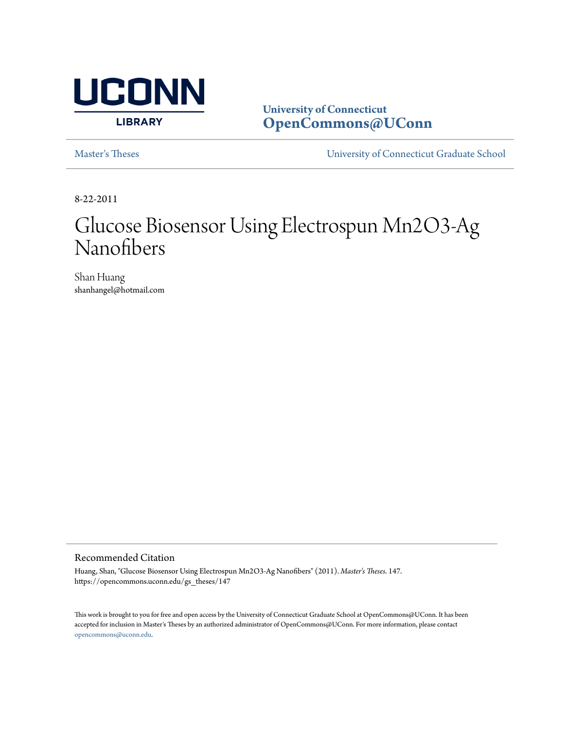UCONN LIBRARY

**University of Connecticut**
**OpenCommons@UConn**

Master's Theses — University of Connecticut Graduate School

8-22-2011

# Glucose Biosensor Using Electrospun Mn2O3-Ag Nanofibers

Shan Huang
shanhangel@hotmail.com

## Recommended Citation

Huang, Shan, "Glucose Biosensor Using Electrospun Mn2O3-Ag Nanofibers" (2011). *Master's Theses*. 147.
https://opencommons.uconn.edu/gs_theses/147

This work is brought to you for free and open access by the University of Connecticut Graduate School at OpenCommons@UConn. It has been accepted for inclusion in Master's Theses by an authorized administrator of OpenCommons@UConn. For more information, please contact opencommons@uconn.edu.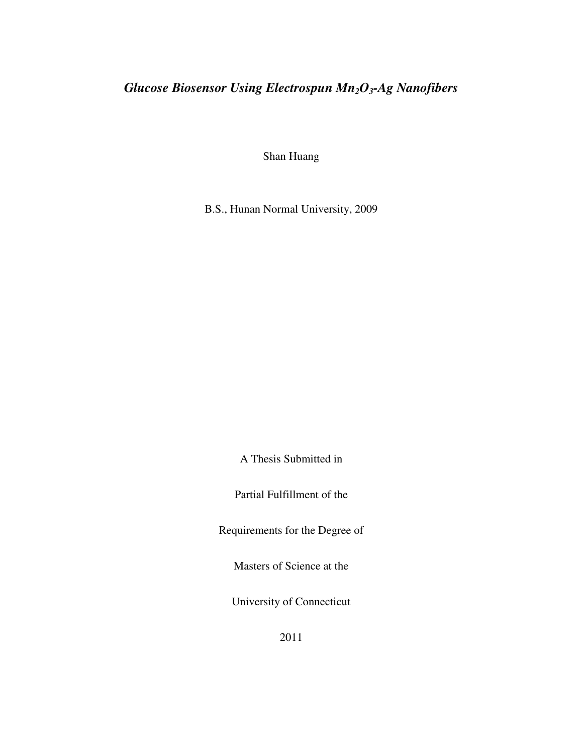# *Glucose Biosensor Using Electrospun $Mn_2O_3$-Ag Nanofibers*

Shan Huang

B.S., Hunan Normal University, 2009

A Thesis Submitted in

Partial Fulfillment of the

Requirements for the Degree of

Masters of Science at the

University of Connecticut

2011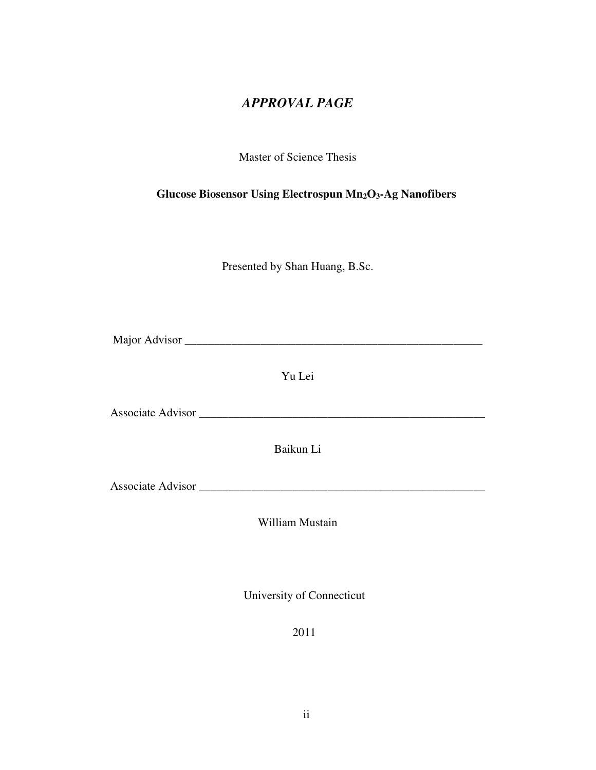# *APPROVAL PAGE*

Master of Science Thesis

**Glucose Biosensor Using Electrospun $Mn_2O_3$-Ag Nanofibers**

Presented by Shan Huang, B.Sc.

Major Advisor ___________________________________________________

Yu Lei

Associate Advisor ______________________________________________

Baikun Li

Associate Advisor ______________________________________________

William Mustain

University of Connecticut

2011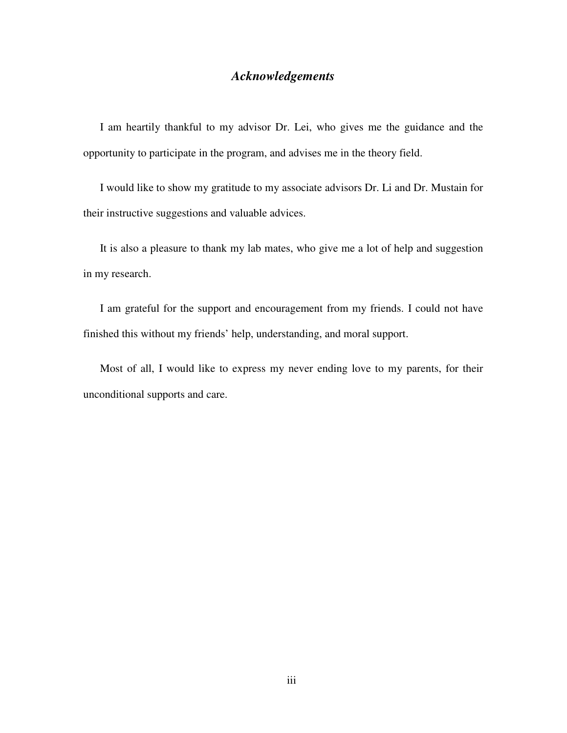# *Acknowledgements*

I am heartily thankful to my advisor Dr. Lei, who gives me the guidance and the opportunity to participate in the program, and advises me in the theory field.

I would like to show my gratitude to my associate advisors Dr. Li and Dr. Mustain for their instructive suggestions and valuable advices.

It is also a pleasure to thank my lab mates, who give me a lot of help and suggestion in my research.

I am grateful for the support and encouragement from my friends. I could not have finished this without my friends' help, understanding, and moral support.

Most of all, I would like to express my never ending love to my parents, for their unconditional supports and care.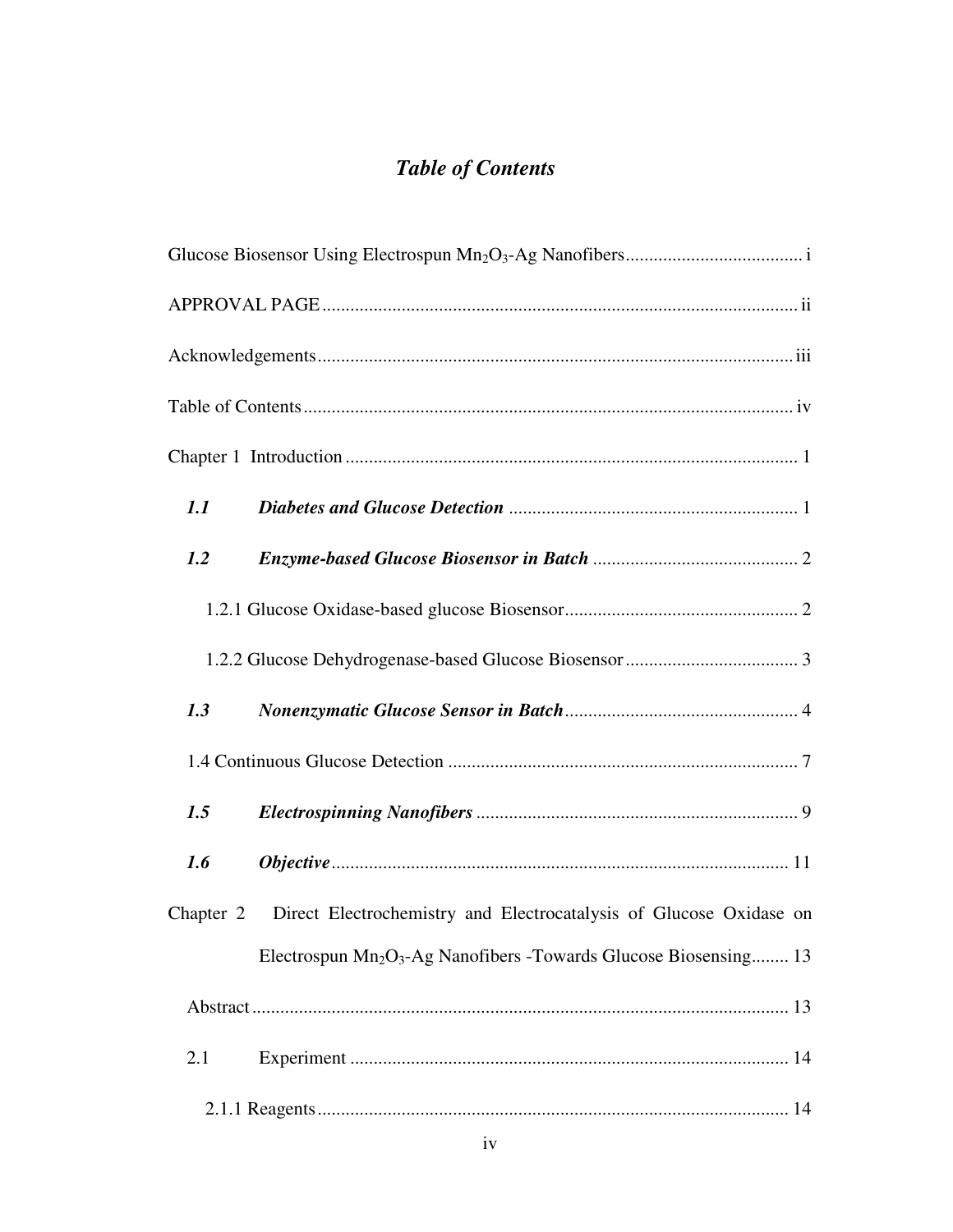# *Table of Contents*

Glucose Biosensor Using Electrospun $Mn_2O_3$-Ag Nanofibers ...................................... i

APPROVAL PAGE ...................................................................................................... ii

Acknowledgements ..................................................................................................... iii

Table of Contents ......................................................................................................... iv

Chapter 1 Introduction ................................................................................................. 1

***1.1 Diabetes and Glucose Detection*** .............................................................. 1

***1.2 Enzyme-based Glucose Biosensor in Batch*** ............................................ 2

1.2.1 Glucose Oxidase-based glucose Biosensor .................................................. 2

1.2.2 Glucose Dehydrogenase-based Glucose Biosensor ..................................... 3

***1.3 Nonenzymatic Glucose Sensor in Batch*** .................................................. 4

1.4 Continuous Glucose Detection ........................................................................... 7

***1.5 Electrospinning Nanofibers*** ..................................................................... 9

***1.6 Objective*** ................................................................................................. 11

Chapter 2 Direct Electrochemistry and Electrocatalysis of Glucose Oxidase on Electrospun $Mn_2O_3$-Ag Nanofibers -Towards Glucose Biosensing ........ 13

Abstract .................................................................................................................. 13

2.1 Experiment ............................................................................................... 14

2.1.1 Reagents ..................................................................................................... 14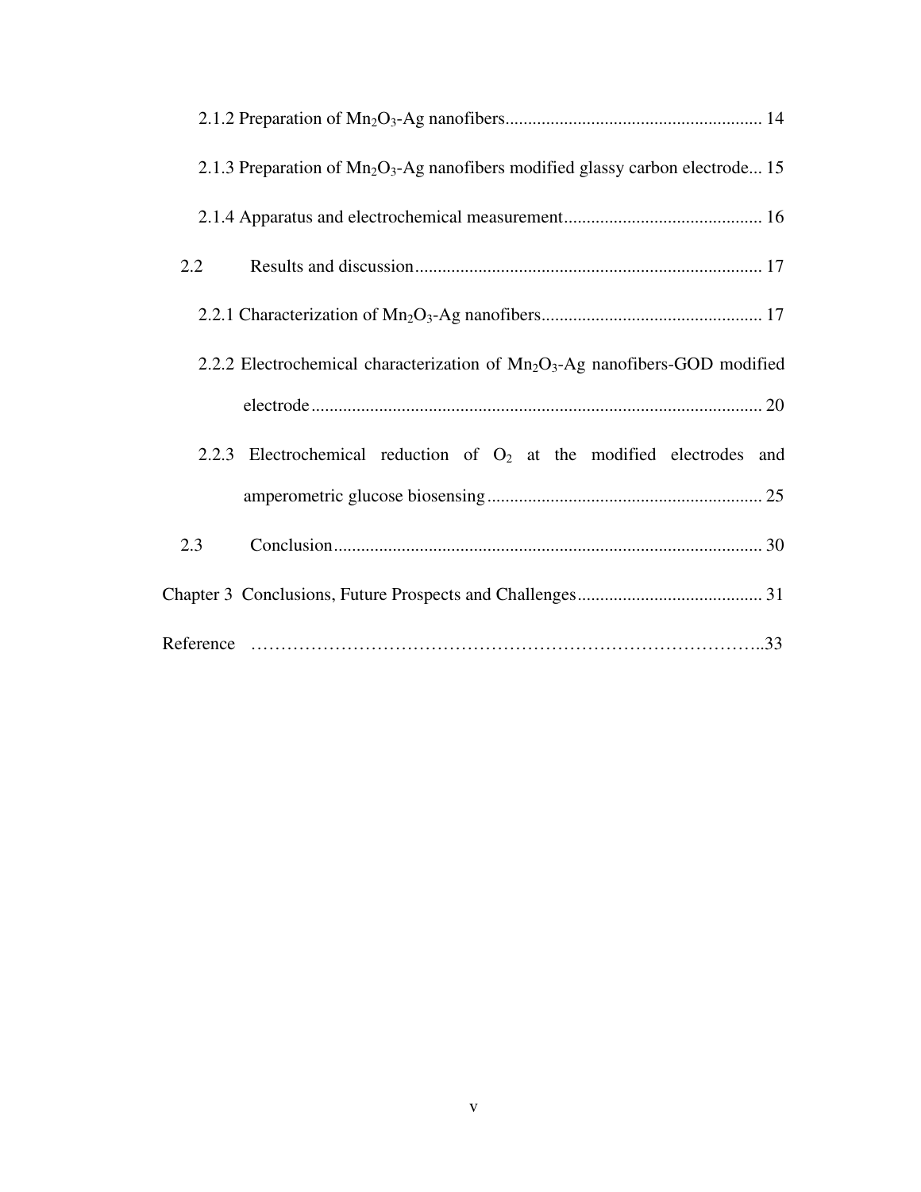2.1.2 Preparation of $Mn_2O_3$-Ag nanofibers........................................................ 14

2.1.3 Preparation of $Mn_2O_3$-Ag nanofibers modified glassy carbon electrode... 15

2.1.4 Apparatus and electrochemical measurement........................................... 16

2.2 Results and discussion............................................................................ 17

2.2.1 Characterization of $Mn_2O_3$-Ag nanofibers................................................ 17

2.2.2 Electrochemical characterization of $Mn_2O_3$-Ag nanofibers-GOD modified electrode.................................................................................................. 20

2.2.3 Electrochemical reduction of $O_2$ at the modified electrodes and amperometric glucose biosensing............................................................ 25

2.3 Conclusion............................................................................................. 30

Chapter 3 Conclusions, Future Prospects and Challenges........................................ 31

Reference ………………………………………………………………………..33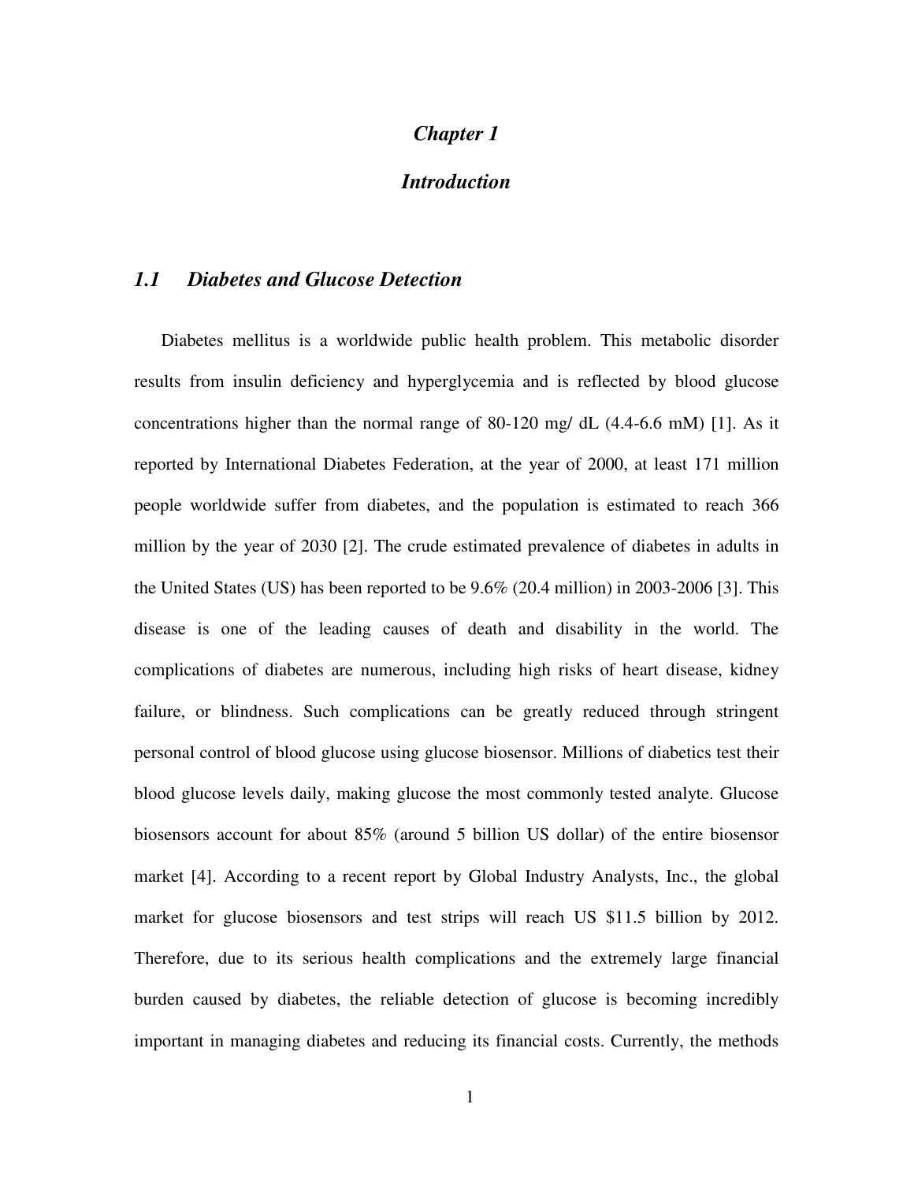# *Chapter 1*

# *Introduction*

## *1.1 Diabetes and Glucose Detection*

Diabetes mellitus is a worldwide public health problem. This metabolic disorder results from insulin deficiency and hyperglycemia and is reflected by blood glucose concentrations higher than the normal range of 80-120 mg/ dL (4.4-6.6 mM) [1]. As it reported by International Diabetes Federation, at the year of 2000, at least 171 million people worldwide suffer from diabetes, and the population is estimated to reach 366 million by the year of 2030 [2]. The crude estimated prevalence of diabetes in adults in the United States (US) has been reported to be 9.6% (20.4 million) in 2003-2006 [3]. This disease is one of the leading causes of death and disability in the world. The complications of diabetes are numerous, including high risks of heart disease, kidney failure, or blindness. Such complications can be greatly reduced through stringent personal control of blood glucose using glucose biosensor. Millions of diabetics test their blood glucose levels daily, making glucose the most commonly tested analyte. Glucose biosensors account for about 85% (around 5 billion US dollar) of the entire biosensor market [4]. According to a recent report by Global Industry Analysts, Inc., the global market for glucose biosensors and test strips will reach US $11.5 billion by 2012. Therefore, due to its serious health complications and the extremely large financial burden caused by diabetes, the reliable detection of glucose is becoming incredibly important in managing diabetes and reducing its financial costs. Currently, the methods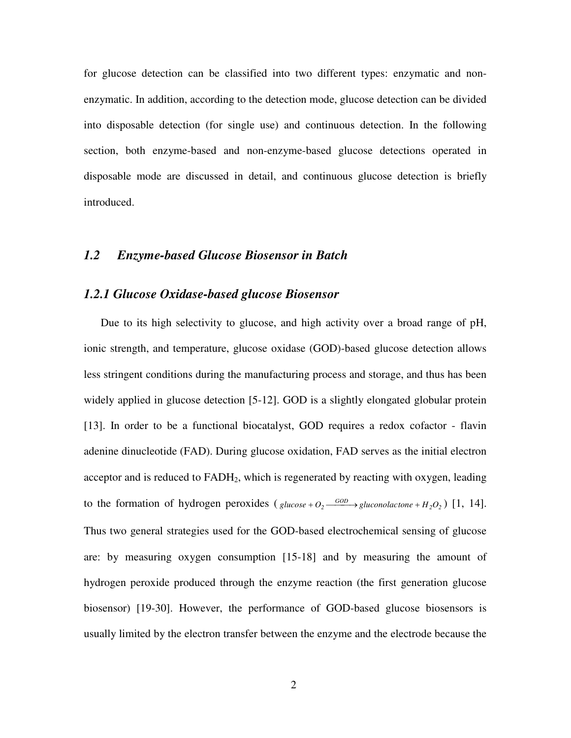for glucose detection can be classified into two different types: enzymatic and non-enzymatic. In addition, according to the detection mode, glucose detection can be divided into disposable detection (for single use) and continuous detection. In the following section, both enzyme-based and non-enzyme-based glucose detections operated in disposable mode are discussed in detail, and continuous glucose detection is briefly introduced.

## *1.2 Enzyme-based Glucose Biosensor in Batch*

### *1.2.1 Glucose Oxidase-based glucose Biosensor*

Due to its high selectivity to glucose, and high activity over a broad range of pH, ionic strength, and temperature, glucose oxidase (GOD)-based glucose detection allows less stringent conditions during the manufacturing process and storage, and thus has been widely applied in glucose detection [5-12]. GOD is a slightly elongated globular protein [13]. In order to be a functional biocatalyst, GOD requires a redox cofactor - flavin adenine dinucleotide (FAD). During glucose oxidation, FAD serves as the initial electron acceptor and is reduced to $FADH_2$, which is regenerated by reacting with oxygen, leading to the formation of hydrogen peroxides ( $glucose + O_2 \xrightarrow{GOD} gluconolactone + H_2O_2$ ) [1, 14]. Thus two general strategies used for the GOD-based electrochemical sensing of glucose are: by measuring oxygen consumption [15-18] and by measuring the amount of hydrogen peroxide produced through the enzyme reaction (the first generation glucose biosensor) [19-30]. However, the performance of GOD-based glucose biosensors is usually limited by the electron transfer between the enzyme and the electrode because the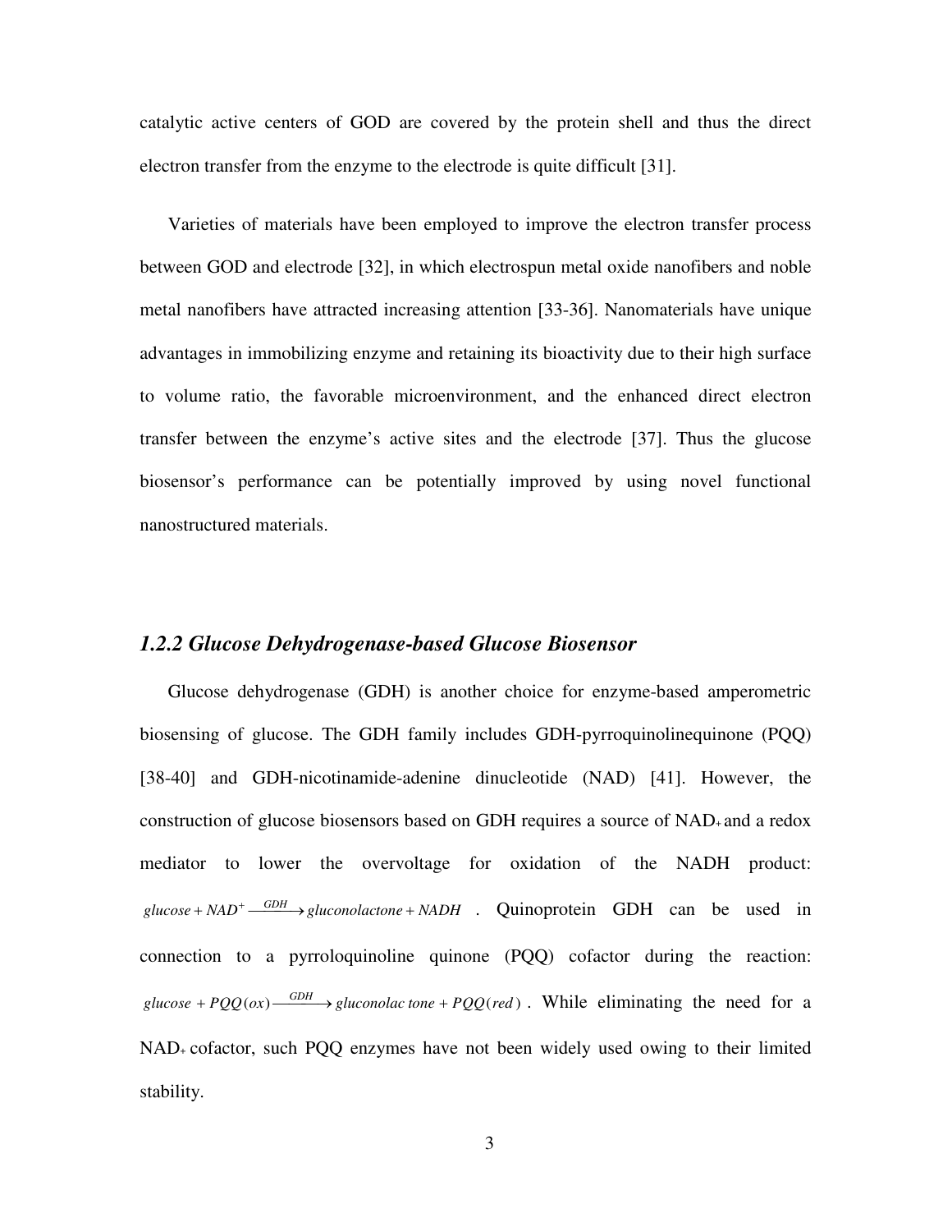catalytic active centers of GOD are covered by the protein shell and thus the direct electron transfer from the enzyme to the electrode is quite difficult [31].

Varieties of materials have been employed to improve the electron transfer process between GOD and electrode [32], in which electrospun metal oxide nanofibers and noble metal nanofibers have attracted increasing attention [33-36]. Nanomaterials have unique advantages in immobilizing enzyme and retaining its bioactivity due to their high surface to volume ratio, the favorable microenvironment, and the enhanced direct electron transfer between the enzyme's active sites and the electrode [37]. Thus the glucose biosensor's performance can be potentially improved by using novel functional nanostructured materials.

### *1.2.2 Glucose Dehydrogenase-based Glucose Biosensor*

Glucose dehydrogenase (GDH) is another choice for enzyme-based amperometric biosensing of glucose. The GDH family includes GDH-pyrroquinolinequinone (PQQ) [38-40] and GDH-nicotinamide-adenine dinucleotide (NAD) [41]. However, the construction of glucose biosensors based on GDH requires a source of $NAD^+$ and a redox mediator to lower the overvoltage for oxidation of the NADH product: $glucose + NAD^+ \xrightarrow{GDH} gluconolactone + NADH$ . Quinoprotein GDH can be used in connection to a pyrroloquinoline quinone (PQQ) cofactor during the reaction: $glucose + PQQ(ox) \xrightarrow{GDH} gluconolac\ tone + PQQ(red)$ . While eliminating the need for a $NAD^+$ cofactor, such PQQ enzymes have not been widely used owing to their limited stability.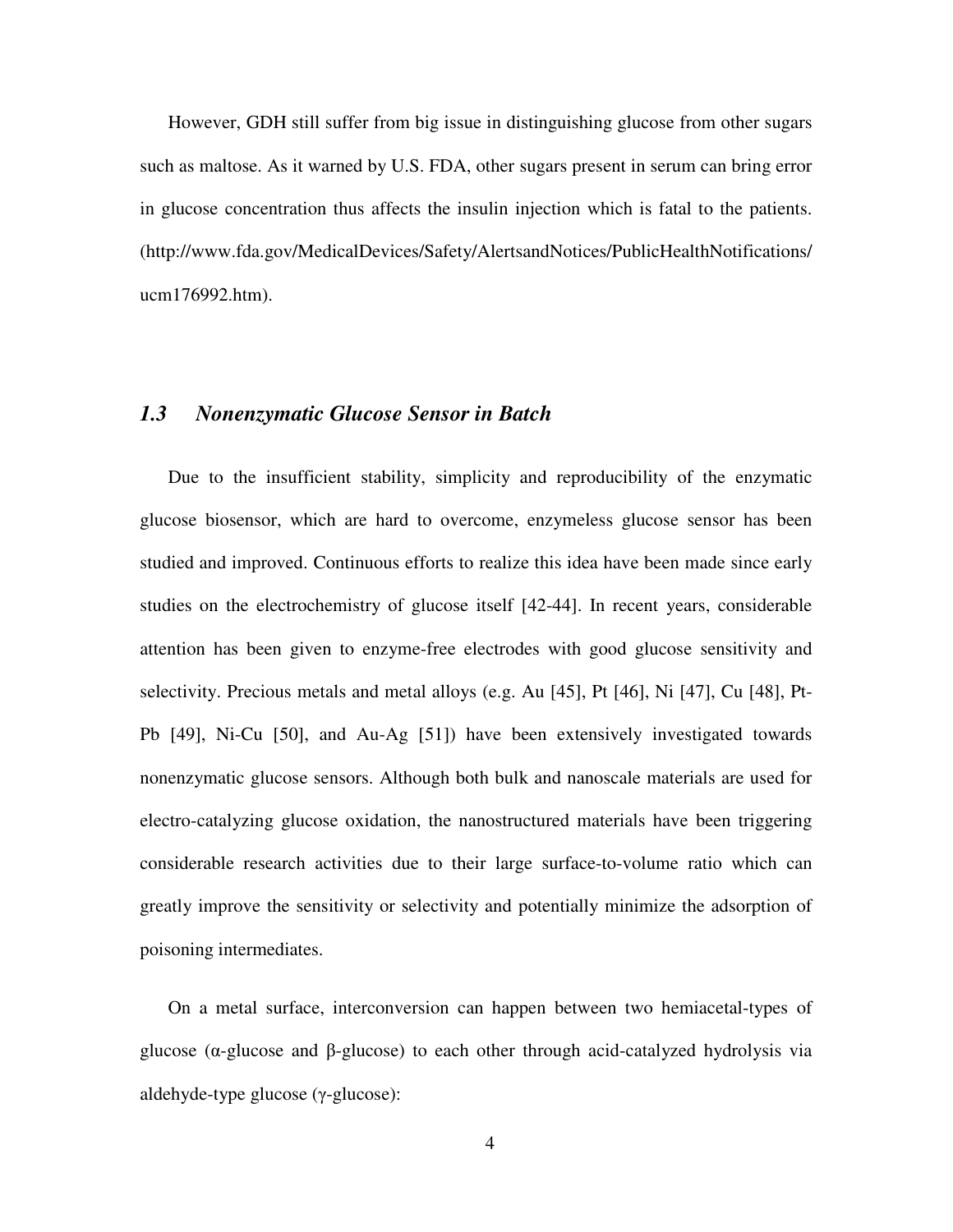However, GDH still suffer from big issue in distinguishing glucose from other sugars such as maltose. As it warned by U.S. FDA, other sugars present in serum can bring error in glucose concentration thus affects the insulin injection which is fatal to the patients. (http://www.fda.gov/MedicalDevices/Safety/AlertsandNotices/PublicHealthNotifications/ucm176992.htm).

## *1.3 Nonenzymatic Glucose Sensor in Batch*

Due to the insufficient stability, simplicity and reproducibility of the enzymatic glucose biosensor, which are hard to overcome, enzymeless glucose sensor has been studied and improved. Continuous efforts to realize this idea have been made since early studies on the electrochemistry of glucose itself [42-44]. In recent years, considerable attention has been given to enzyme-free electrodes with good glucose sensitivity and selectivity. Precious metals and metal alloys (e.g. Au [45], Pt [46], Ni [47], Cu [48], Pt-Pb [49], Ni-Cu [50], and Au-Ag [51]) have been extensively investigated towards nonenzymatic glucose sensors. Although both bulk and nanoscale materials are used for electro-catalyzing glucose oxidation, the nanostructured materials have been triggering considerable research activities due to their large surface-to-volume ratio which can greatly improve the sensitivity or selectivity and potentially minimize the adsorption of poisoning intermediates.

On a metal surface, interconversion can happen between two hemiacetal-types of glucose (α-glucose and β-glucose) to each other through acid-catalyzed hydrolysis via aldehyde-type glucose (γ-glucose):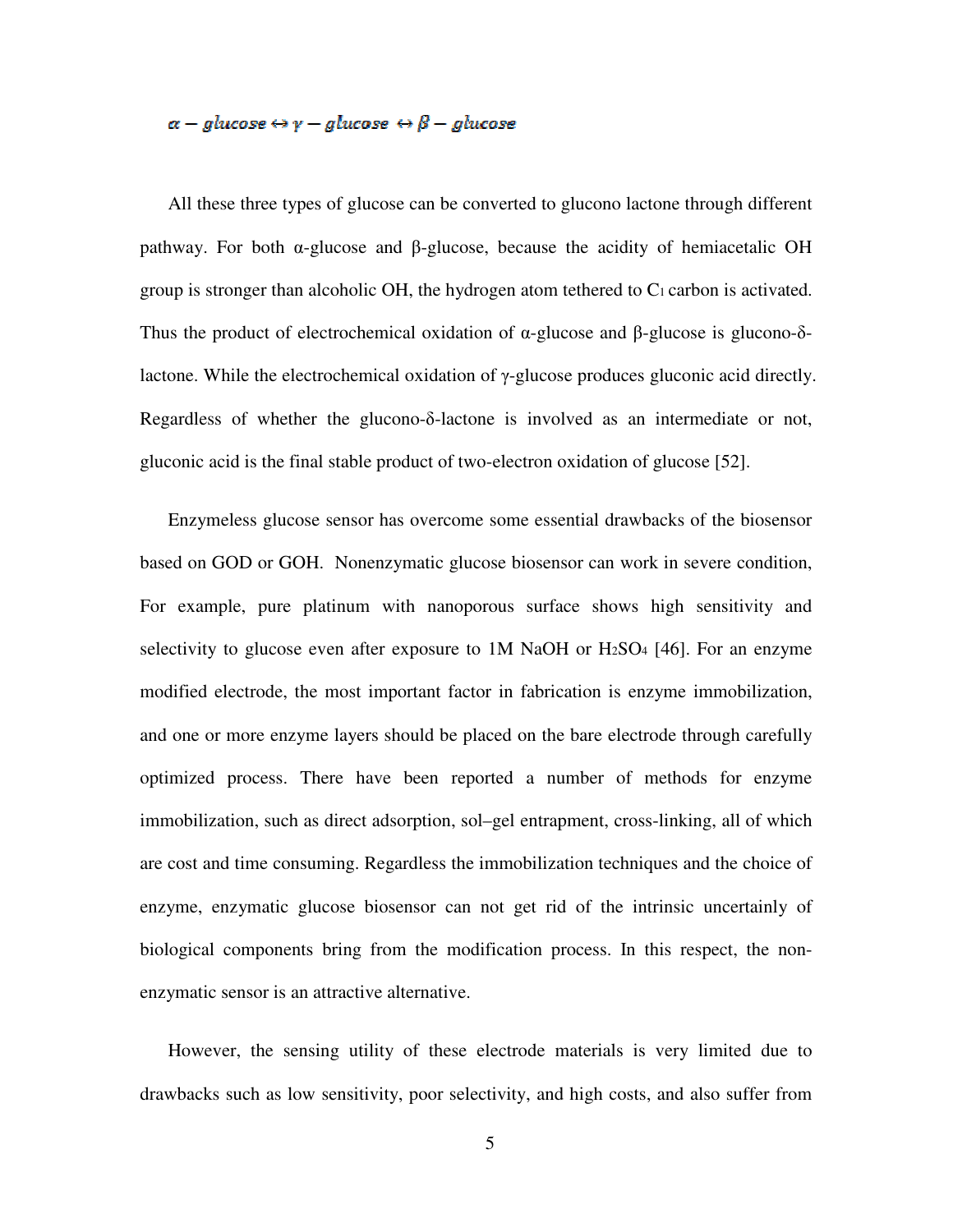$$\alpha - glucose \leftrightarrow \gamma - glucose \leftrightarrow \beta - glucose$$

All these three types of glucose can be converted to glucono lactone through different pathway. For both α-glucose and β-glucose, because the acidity of hemiacetalic OH group is stronger than alcoholic OH, the hydrogen atom tethered to $C_1$ carbon is activated. Thus the product of electrochemical oxidation of α-glucose and β-glucose is glucono-δ-lactone. While the electrochemical oxidation of γ-glucose produces gluconic acid directly. Regardless of whether the glucono-δ-lactone is involved as an intermediate or not, gluconic acid is the final stable product of two-electron oxidation of glucose [52].

Enzymeless glucose sensor has overcome some essential drawbacks of the biosensor based on GOD or GOH. Nonenzymatic glucose biosensor can work in severe condition, For example, pure platinum with nanoporous surface shows high sensitivity and selectivity to glucose even after exposure to 1M NaOH or $H_2SO_4$ [46]. For an enzyme modified electrode, the most important factor in fabrication is enzyme immobilization, and one or more enzyme layers should be placed on the bare electrode through carefully optimized process. There have been reported a number of methods for enzyme immobilization, such as direct adsorption, sol–gel entrapment, cross-linking, all of which are cost and time consuming. Regardless the immobilization techniques and the choice of enzyme, enzymatic glucose biosensor can not get rid of the intrinsic uncertainly of biological components bring from the modification process. In this respect, the non-enzymatic sensor is an attractive alternative.

However, the sensing utility of these electrode materials is very limited due to drawbacks such as low sensitivity, poor selectivity, and high costs, and also suffer from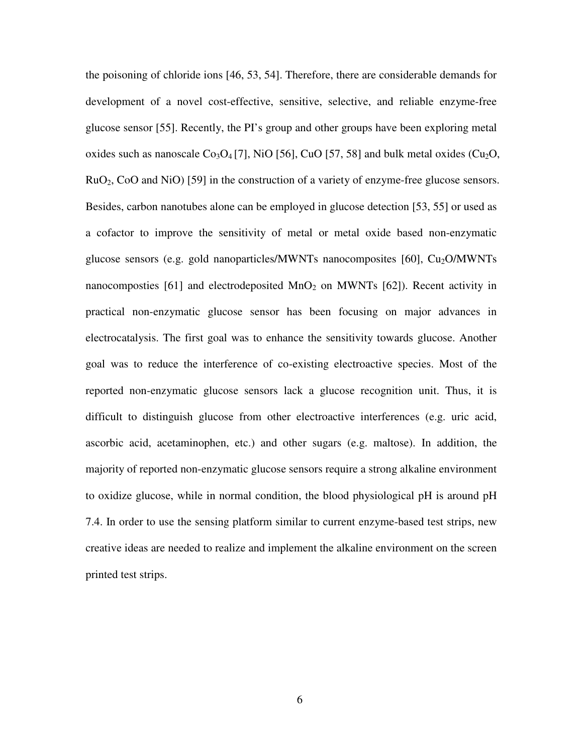the poisoning of chloride ions [46, 53, 54]. Therefore, there are considerable demands for development of a novel cost-effective, sensitive, selective, and reliable enzyme-free glucose sensor [55]. Recently, the PI's group and other groups have been exploring metal oxides such as nanoscale $Co_3O_4$ [7], NiO [56], CuO [57, 58] and bulk metal oxides ($Cu_2O$, $RuO_2$, CoO and NiO) [59] in the construction of a variety of enzyme-free glucose sensors. Besides, carbon nanotubes alone can be employed in glucose detection [53, 55] or used as a cofactor to improve the sensitivity of metal or metal oxide based non-enzymatic glucose sensors (e.g. gold nanoparticles/MWNTs nanocomposites [60], $Cu_2O$/MWNTs nanocomposties [61] and electrodeposited $MnO_2$ on MWNTs [62]). Recent activity in practical non-enzymatic glucose sensor has been focusing on major advances in electrocatalysis. The first goal was to enhance the sensitivity towards glucose. Another goal was to reduce the interference of co-existing electroactive species. Most of the reported non-enzymatic glucose sensors lack a glucose recognition unit. Thus, it is difficult to distinguish glucose from other electroactive interferences (e.g. uric acid, ascorbic acid, acetaminophen, etc.) and other sugars (e.g. maltose). In addition, the majority of reported non-enzymatic glucose sensors require a strong alkaline environment to oxidize glucose, while in normal condition, the blood physiological pH is around pH 7.4. In order to use the sensing platform similar to current enzyme-based test strips, new creative ideas are needed to realize and implement the alkaline environment on the screen printed test strips.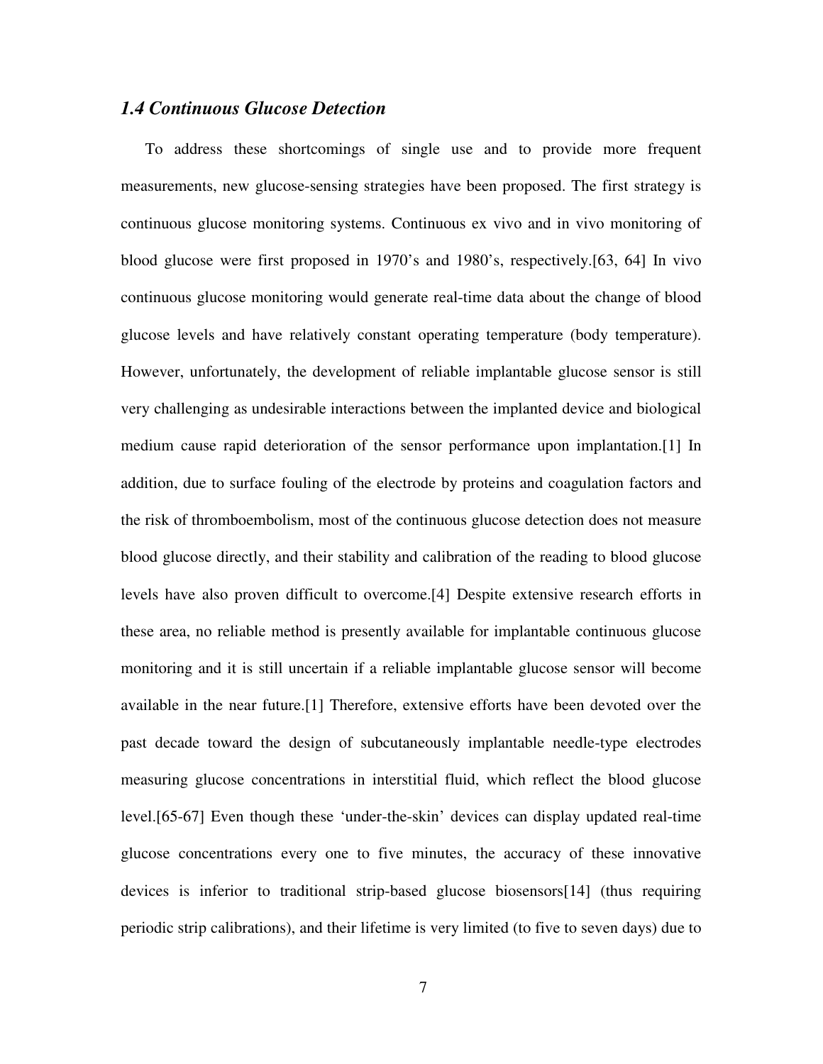### *1.4 Continuous Glucose Detection*

To address these shortcomings of single use and to provide more frequent measurements, new glucose-sensing strategies have been proposed. The first strategy is continuous glucose monitoring systems. Continuous ex vivo and in vivo monitoring of blood glucose were first proposed in 1970's and 1980's, respectively.[63, 64] In vivo continuous glucose monitoring would generate real-time data about the change of blood glucose levels and have relatively constant operating temperature (body temperature). However, unfortunately, the development of reliable implantable glucose sensor is still very challenging as undesirable interactions between the implanted device and biological medium cause rapid deterioration of the sensor performance upon implantation.[1] In addition, due to surface fouling of the electrode by proteins and coagulation factors and the risk of thromboembolism, most of the continuous glucose detection does not measure blood glucose directly, and their stability and calibration of the reading to blood glucose levels have also proven difficult to overcome.[4] Despite extensive research efforts in these area, no reliable method is presently available for implantable continuous glucose monitoring and it is still uncertain if a reliable implantable glucose sensor will become available in the near future.[1] Therefore, extensive efforts have been devoted over the past decade toward the design of subcutaneously implantable needle-type electrodes measuring glucose concentrations in interstitial fluid, which reflect the blood glucose level.[65-67] Even though these 'under-the-skin' devices can display updated real-time glucose concentrations every one to five minutes, the accuracy of these innovative devices is inferior to traditional strip-based glucose biosensors[14] (thus requiring periodic strip calibrations), and their lifetime is very limited (to five to seven days) due to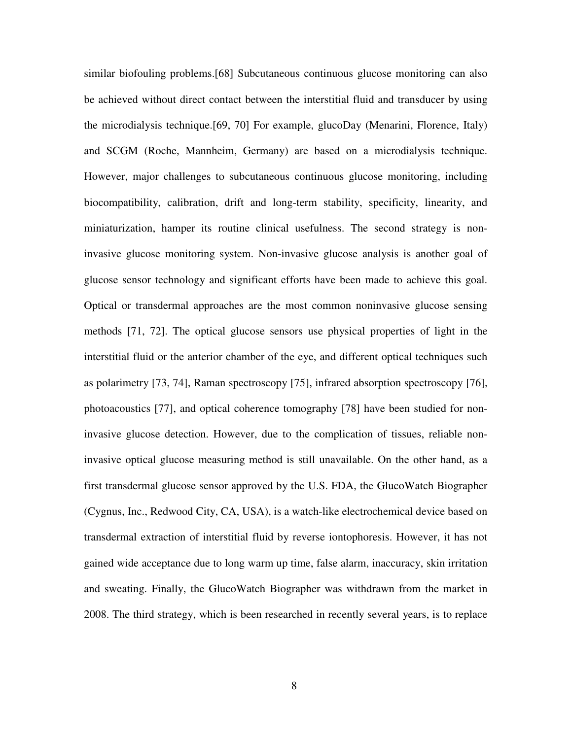similar biofouling problems.[68] Subcutaneous continuous glucose monitoring can also be achieved without direct contact between the interstitial fluid and transducer by using the microdialysis technique.[69, 70] For example, glucoDay (Menarini, Florence, Italy) and SCGM (Roche, Mannheim, Germany) are based on a microdialysis technique. However, major challenges to subcutaneous continuous glucose monitoring, including biocompatibility, calibration, drift and long-term stability, specificity, linearity, and miniaturization, hamper its routine clinical usefulness. The second strategy is non-invasive glucose monitoring system. Non-invasive glucose analysis is another goal of glucose sensor technology and significant efforts have been made to achieve this goal. Optical or transdermal approaches are the most common noninvasive glucose sensing methods [71, 72]. The optical glucose sensors use physical properties of light in the interstitial fluid or the anterior chamber of the eye, and different optical techniques such as polarimetry [73, 74], Raman spectroscopy [75], infrared absorption spectroscopy [76], photoacoustics [77], and optical coherence tomography [78] have been studied for non-invasive glucose detection. However, due to the complication of tissues, reliable non-invasive optical glucose measuring method is still unavailable. On the other hand, as a first transdermal glucose sensor approved by the U.S. FDA, the GlucoWatch Biographer (Cygnus, Inc., Redwood City, CA, USA), is a watch-like electrochemical device based on transdermal extraction of interstitial fluid by reverse iontophoresis. However, it has not gained wide acceptance due to long warm up time, false alarm, inaccuracy, skin irritation and sweating. Finally, the GlucoWatch Biographer was withdrawn from the market in 2008. The third strategy, which is been researched in recently several years, is to replace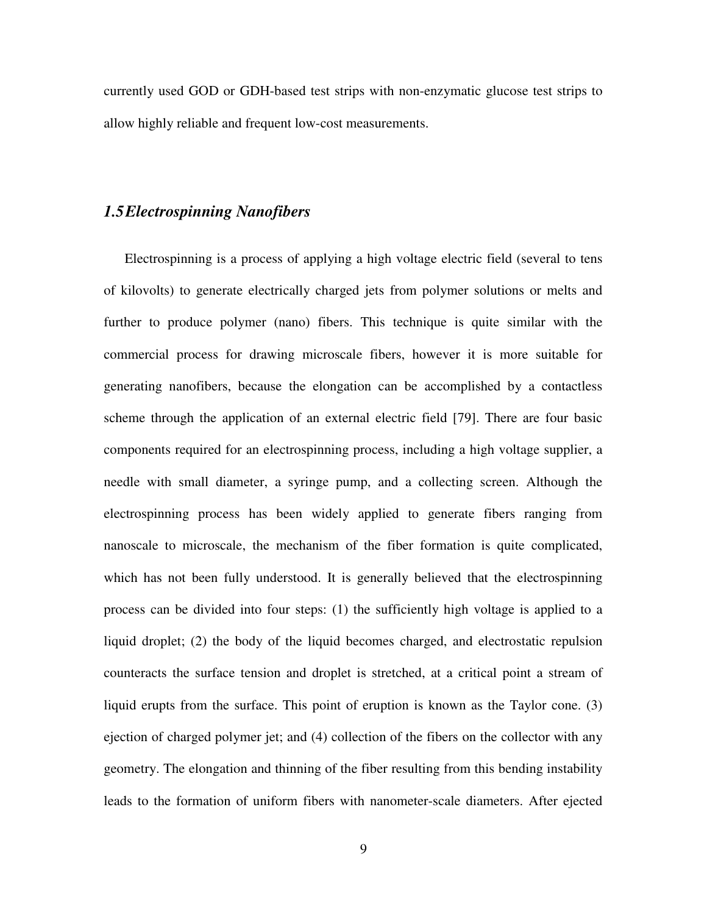currently used GOD or GDH-based test strips with non-enzymatic glucose test strips to allow highly reliable and frequent low-cost measurements.

## *1.5 Electrospinning Nanofibers*

Electrospinning is a process of applying a high voltage electric field (several to tens of kilovolts) to generate electrically charged jets from polymer solutions or melts and further to produce polymer (nano) fibers. This technique is quite similar with the commercial process for drawing microscale fibers, however it is more suitable for generating nanofibers, because the elongation can be accomplished by a contactless scheme through the application of an external electric field [79]. There are four basic components required for an electrospinning process, including a high voltage supplier, a needle with small diameter, a syringe pump, and a collecting screen. Although the electrospinning process has been widely applied to generate fibers ranging from nanoscale to microscale, the mechanism of the fiber formation is quite complicated, which has not been fully understood. It is generally believed that the electrospinning process can be divided into four steps: (1) the sufficiently high voltage is applied to a liquid droplet; (2) the body of the liquid becomes charged, and electrostatic repulsion counteracts the surface tension and droplet is stretched, at a critical point a stream of liquid erupts from the surface. This point of eruption is known as the Taylor cone. (3) ejection of charged polymer jet; and (4) collection of the fibers on the collector with any geometry. The elongation and thinning of the fiber resulting from this bending instability leads to the formation of uniform fibers with nanometer-scale diameters. After ejected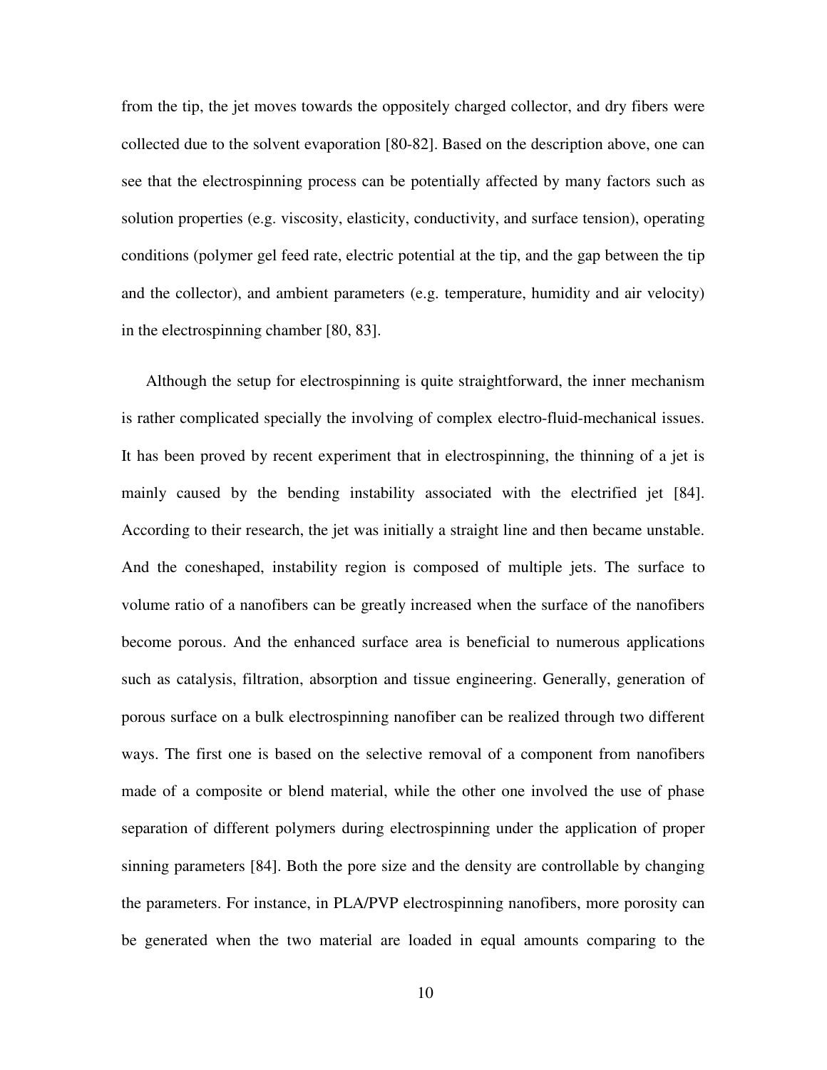from the tip, the jet moves towards the oppositely charged collector, and dry fibers were collected due to the solvent evaporation [80-82]. Based on the description above, one can see that the electrospinning process can be potentially affected by many factors such as solution properties (e.g. viscosity, elasticity, conductivity, and surface tension), operating conditions (polymer gel feed rate, electric potential at the tip, and the gap between the tip and the collector), and ambient parameters (e.g. temperature, humidity and air velocity) in the electrospinning chamber [80, 83].

Although the setup for electrospinning is quite straightforward, the inner mechanism is rather complicated specially the involving of complex electro-fluid-mechanical issues. It has been proved by recent experiment that in electrospinning, the thinning of a jet is mainly caused by the bending instability associated with the electrified jet [84]. According to their research, the jet was initially a straight line and then became unstable. And the coneshaped, instability region is composed of multiple jets. The surface to volume ratio of a nanofibers can be greatly increased when the surface of the nanofibers become porous. And the enhanced surface area is beneficial to numerous applications such as catalysis, filtration, absorption and tissue engineering. Generally, generation of porous surface on a bulk electrospinning nanofiber can be realized through two different ways. The first one is based on the selective removal of a component from nanofibers made of a composite or blend material, while the other one involved the use of phase separation of different polymers during electrospinning under the application of proper sinning parameters [84]. Both the pore size and the density are controllable by changing the parameters. For instance, in PLA/PVP electrospinning nanofibers, more porosity can be generated when the two material are loaded in equal amounts comparing to the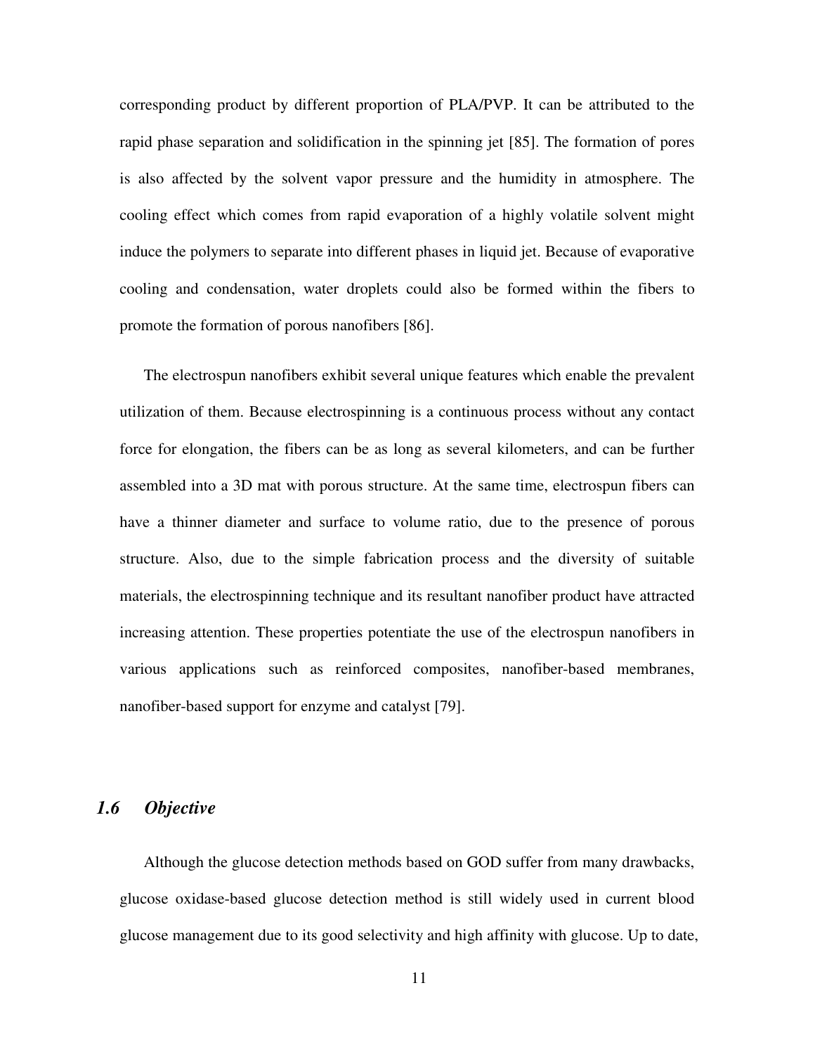corresponding product by different proportion of PLA/PVP. It can be attributed to the rapid phase separation and solidification in the spinning jet [85]. The formation of pores is also affected by the solvent vapor pressure and the humidity in atmosphere. The cooling effect which comes from rapid evaporation of a highly volatile solvent might induce the polymers to separate into different phases in liquid jet. Because of evaporative cooling and condensation, water droplets could also be formed within the fibers to promote the formation of porous nanofibers [86].

The electrospun nanofibers exhibit several unique features which enable the prevalent utilization of them. Because electrospinning is a continuous process without any contact force for elongation, the fibers can be as long as several kilometers, and can be further assembled into a 3D mat with porous structure. At the same time, electrospun fibers can have a thinner diameter and surface to volume ratio, due to the presence of porous structure. Also, due to the simple fabrication process and the diversity of suitable materials, the electrospinning technique and its resultant nanofiber product have attracted increasing attention. These properties potentiate the use of the electrospun nanofibers in various applications such as reinforced composites, nanofiber-based membranes, nanofiber-based support for enzyme and catalyst [79].

## *1.6 Objective*

Although the glucose detection methods based on GOD suffer from many drawbacks, glucose oxidase-based glucose detection method is still widely used in current blood glucose management due to its good selectivity and high affinity with glucose. Up to date,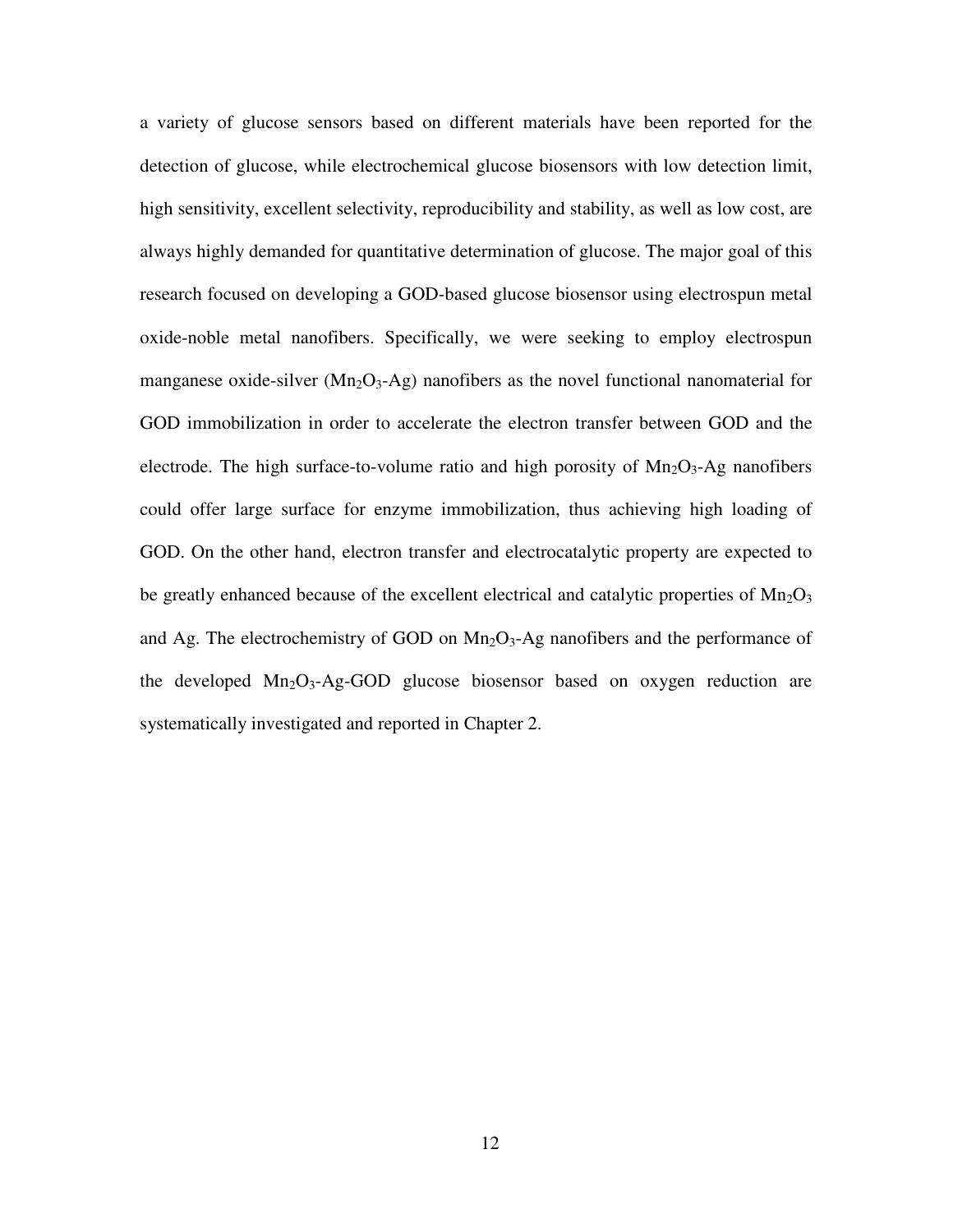a variety of glucose sensors based on different materials have been reported for the detection of glucose, while electrochemical glucose biosensors with low detection limit, high sensitivity, excellent selectivity, reproducibility and stability, as well as low cost, are always highly demanded for quantitative determination of glucose. The major goal of this research focused on developing a GOD-based glucose biosensor using electrospun metal oxide-noble metal nanofibers. Specifically, we were seeking to employ electrospun manganese oxide-silver ($Mn_2O_3$-Ag) nanofibers as the novel functional nanomaterial for GOD immobilization in order to accelerate the electron transfer between GOD and the electrode. The high surface-to-volume ratio and high porosity of $Mn_2O_3$-Ag nanofibers could offer large surface for enzyme immobilization, thus achieving high loading of GOD. On the other hand, electron transfer and electrocatalytic property are expected to be greatly enhanced because of the excellent electrical and catalytic properties of $Mn_2O_3$ and Ag. The electrochemistry of GOD on $Mn_2O_3$-Ag nanofibers and the performance of the developed $Mn_2O_3$-Ag-GOD glucose biosensor based on oxygen reduction are systematically investigated and reported in Chapter 2.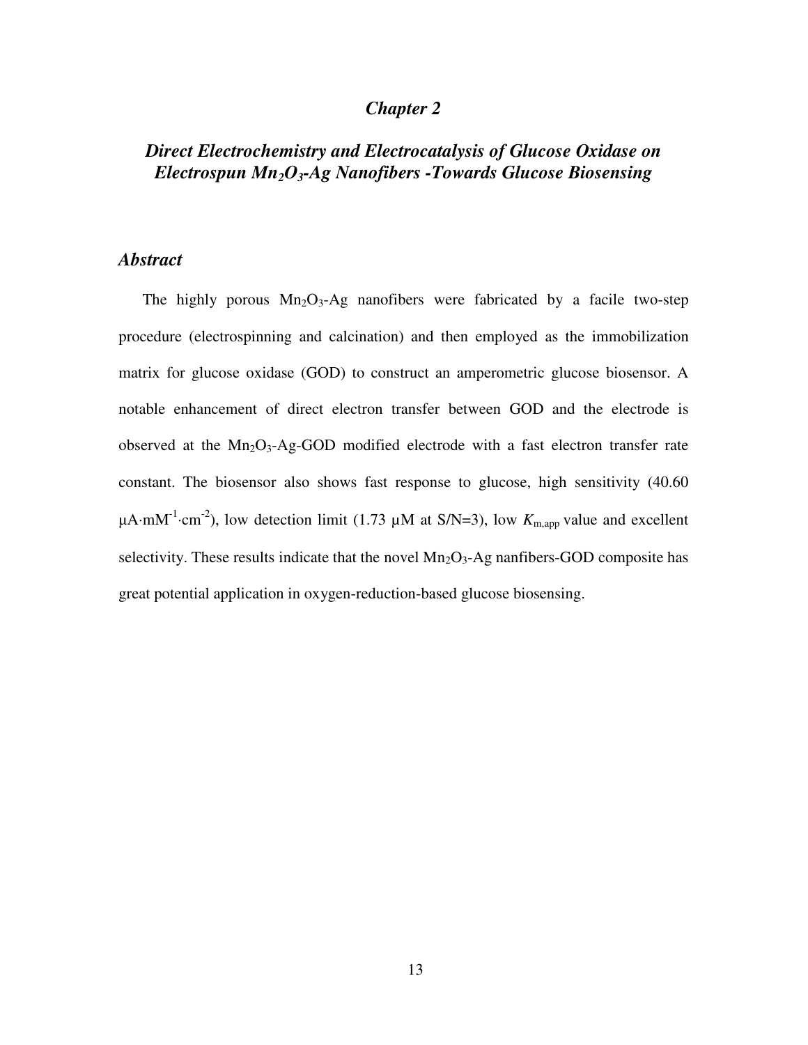# *Chapter 2*

## *Direct Electrochemistry and Electrocatalysis of Glucose Oxidase on Electrospun $Mn_2O_3$-Ag Nanofibers -Towards Glucose Biosensing*

### *Abstract*

The highly porous $Mn_2O_3$-Ag nanofibers were fabricated by a facile two-step procedure (electrospinning and calcination) and then employed as the immobilization matrix for glucose oxidase (GOD) to construct an amperometric glucose biosensor. A notable enhancement of direct electron transfer between GOD and the electrode is observed at the $Mn_2O_3$-Ag-GOD modified electrode with a fast electron transfer rate constant. The biosensor also shows fast response to glucose, high sensitivity (40.60 $\mu A \cdot mM^{-1} \cdot cm^{-2}$), low detection limit (1.73 μM at S/N=3), low $K_{m,app}$ value and excellent selectivity. These results indicate that the novel $Mn_2O_3$-Ag nanfibers-GOD composite has great potential application in oxygen-reduction-based glucose biosensing.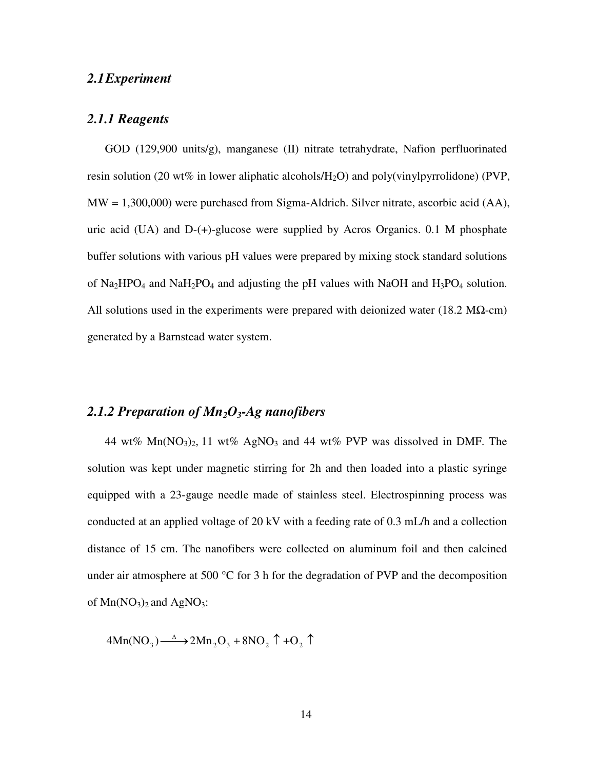## *2.1 Experiment*

### *2.1.1 Reagents*

GOD (129,900 units/g), manganese (II) nitrate tetrahydrate, Nafion perfluorinated resin solution (20 wt% in lower aliphatic alcohols/$H_2O$) and poly(vinylpyrrolidone) (PVP, MW = 1,300,000) were purchased from Sigma-Aldrich. Silver nitrate, ascorbic acid (AA), uric acid (UA) and D-(+)-glucose were supplied by Acros Organics. 0.1 M phosphate buffer solutions with various pH values were prepared by mixing stock standard solutions of $Na_2HPO_4$ and $NaH_2PO_4$ and adjusting the pH values with NaOH and $H_3PO_4$ solution. All solutions used in the experiments were prepared with deionized water (18.2 MΩ-cm) generated by a Barnstead water system.

### *2.1.2 Preparation of $Mn_2O_3$-Ag nanofibers*

44 wt% $Mn(NO_3)_2$, 11 wt% $AgNO_3$ and 44 wt% PVP was dissolved in DMF. The solution was kept under magnetic stirring for 2h and then loaded into a plastic syringe equipped with a 23-gauge needle made of stainless steel. Electrospinning process was conducted at an applied voltage of 20 kV with a feeding rate of 0.3 mL/h and a collection distance of 15 cm. The nanofibers were collected on aluminum foil and then calcined under air atmosphere at 500 °C for 3 h for the degradation of PVP and the decomposition of $Mn(NO_3)_2$ and $AgNO_3$:

$$4Mn(NO_3) \xrightarrow{\Delta} 2Mn_2O_3 + 8NO_2 \uparrow + O_2 \uparrow$$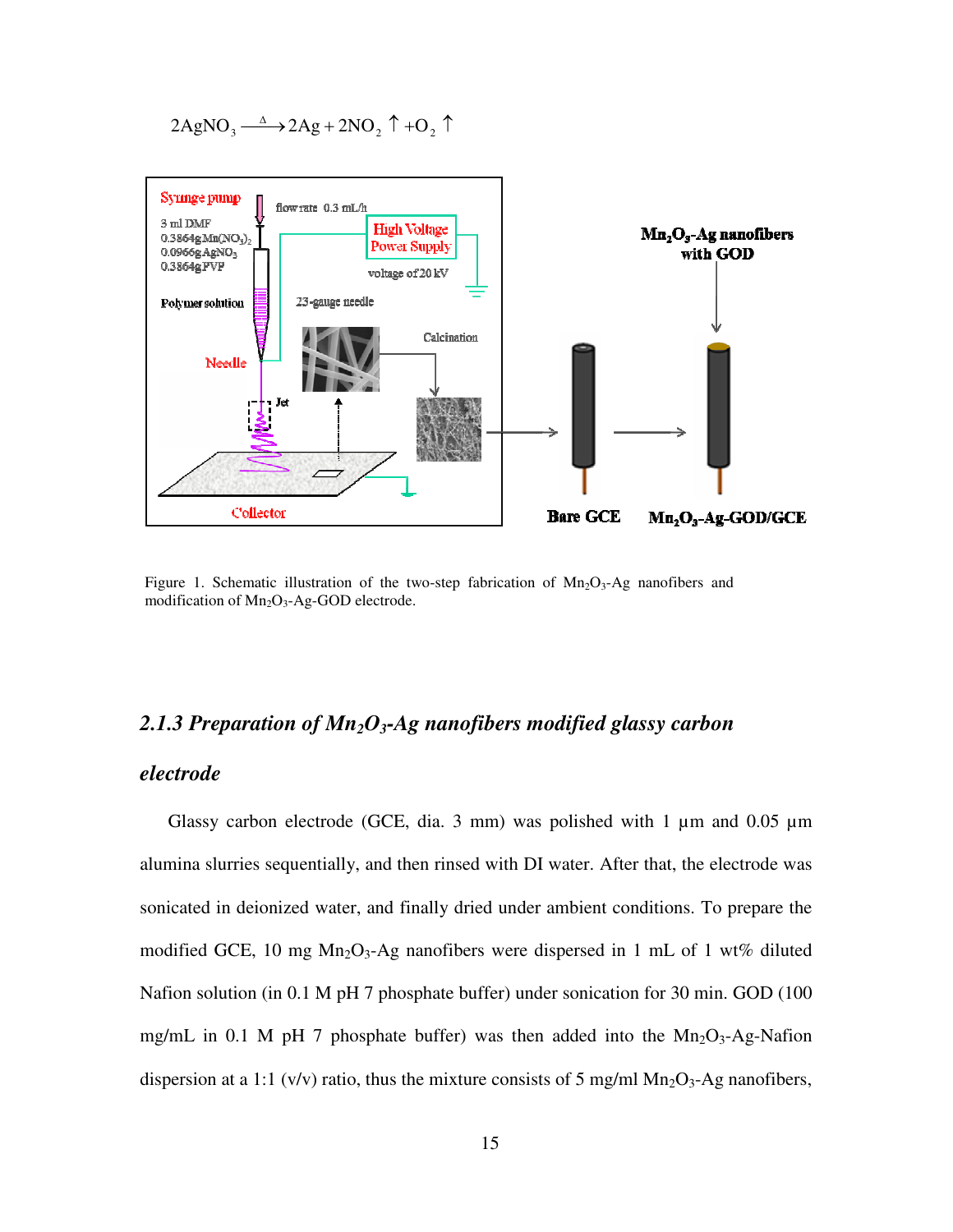$$2AgNO_3 \xrightarrow{\Delta} 2Ag + 2NO_2 \uparrow + O_2 \uparrow$$

Figure 1. Schematic illustration of the two-step fabrication of $Mn_2O_3$-Ag nanofibers and modification of $Mn_2O_3$-Ag-GOD electrode.

### *2.1.3 Preparation of $Mn_2O_3$-Ag nanofibers modified glassy carbon electrode*

Glassy carbon electrode (GCE, dia. 3 mm) was polished with 1 µm and 0.05 µm alumina slurries sequentially, and then rinsed with DI water. After that, the electrode was sonicated in deionized water, and finally dried under ambient conditions. To prepare the modified GCE, 10 mg $Mn_2O_3$-Ag nanofibers were dispersed in 1 mL of 1 wt% diluted Nafion solution (in 0.1 M pH 7 phosphate buffer) under sonication for 30 min. GOD (100 mg/mL in 0.1 M pH 7 phosphate buffer) was then added into the $Mn_2O_3$-Ag-Nafion dispersion at a 1:1 (v/v) ratio, thus the mixture consists of 5 mg/ml $Mn_2O_3$-Ag nanofibers,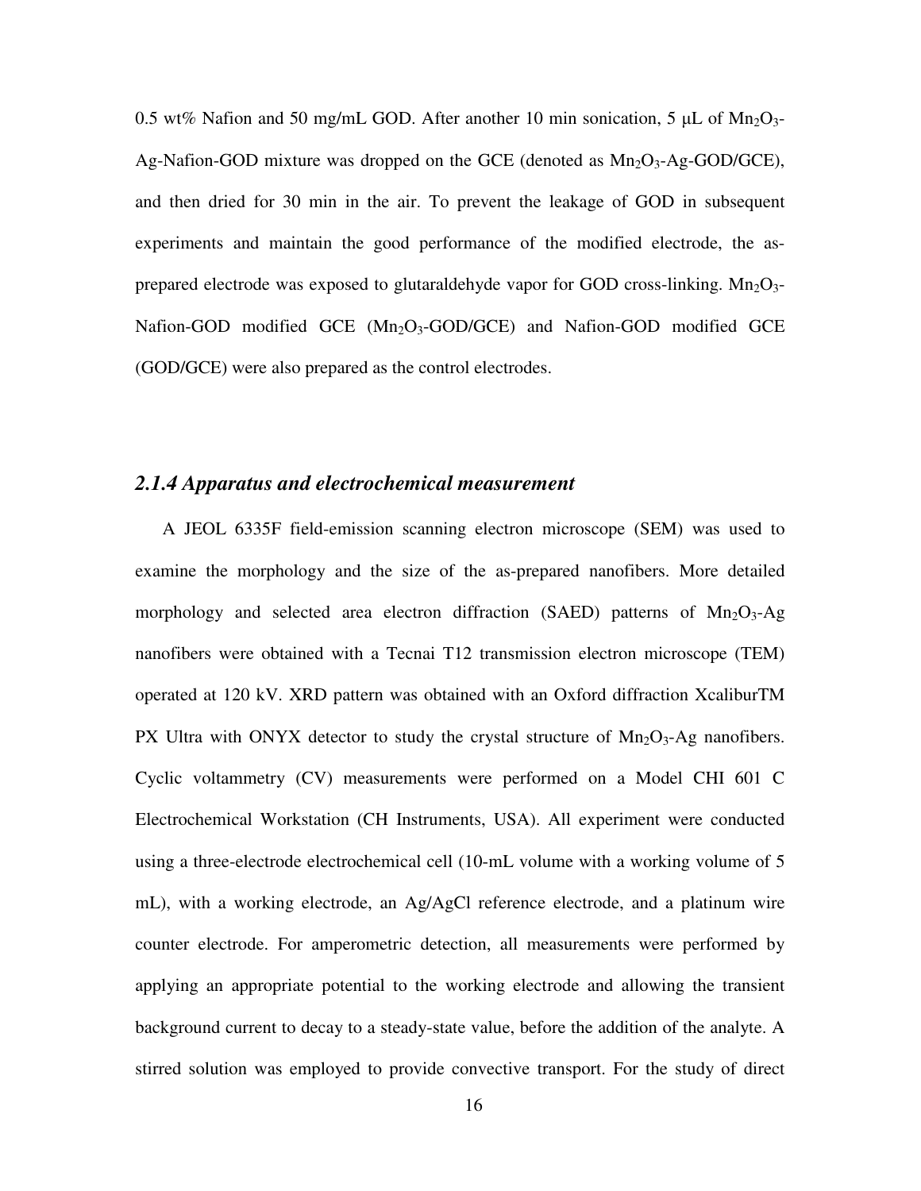0.5 wt% Nafion and 50 mg/mL GOD. After another 10 min sonication, 5 μL of $Mn_2O_3$-Ag-Nafion-GOD mixture was dropped on the GCE (denoted as $Mn_2O_3$-Ag-GOD/GCE), and then dried for 30 min in the air. To prevent the leakage of GOD in subsequent experiments and maintain the good performance of the modified electrode, the as-prepared electrode was exposed to glutaraldehyde vapor for GOD cross-linking. $Mn_2O_3$-Nafion-GOD modified GCE ($Mn_2O_3$-GOD/GCE) and Nafion-GOD modified GCE (GOD/GCE) were also prepared as the control electrodes.

### *2.1.4 Apparatus and electrochemical measurement*

A JEOL 6335F field-emission scanning electron microscope (SEM) was used to examine the morphology and the size of the as-prepared nanofibers. More detailed morphology and selected area electron diffraction (SAED) patterns of $Mn_2O_3$-Ag nanofibers were obtained with a Tecnai T12 transmission electron microscope (TEM) operated at 120 kV. XRD pattern was obtained with an Oxford diffraction XcaliburTM PX Ultra with ONYX detector to study the crystal structure of $Mn_2O_3$-Ag nanofibers. Cyclic voltammetry (CV) measurements were performed on a Model CHI 601 C Electrochemical Workstation (CH Instruments, USA). All experiment were conducted using a three-electrode electrochemical cell (10-mL volume with a working volume of 5 mL), with a working electrode, an Ag/AgCl reference electrode, and a platinum wire counter electrode. For amperometric detection, all measurements were performed by applying an appropriate potential to the working electrode and allowing the transient background current to decay to a steady-state value, before the addition of the analyte. A stirred solution was employed to provide convective transport. For the study of direct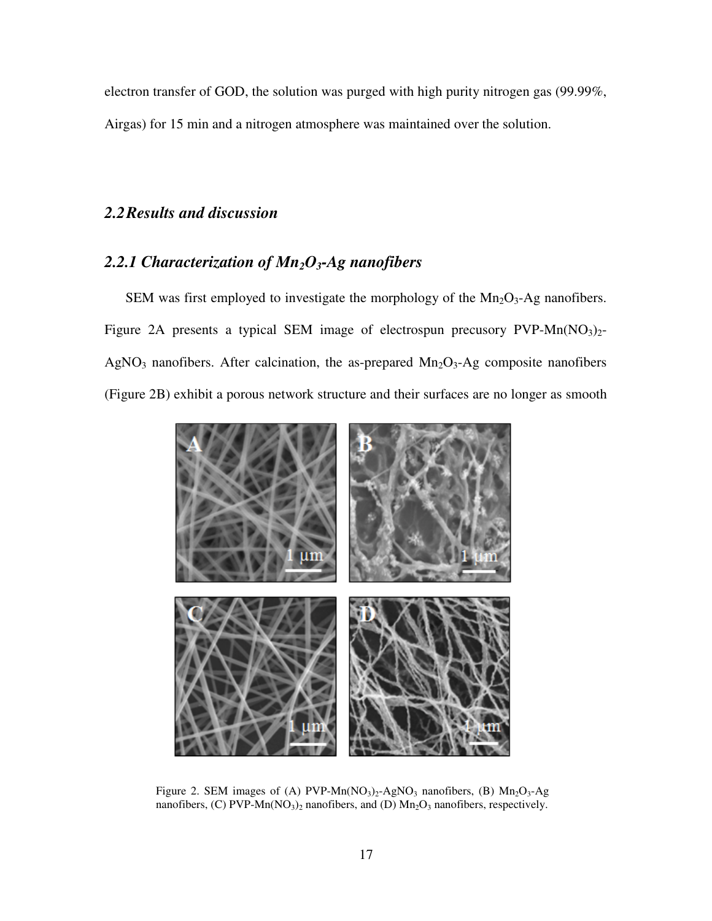electron transfer of GOD, the solution was purged with high purity nitrogen gas (99.99%, Airgas) for 15 min and a nitrogen atmosphere was maintained over the solution.

## *2.2 Results and discussion*

### *2.2.1 Characterization of $Mn_2O_3$-Ag nanofibers*

SEM was first employed to investigate the morphology of the $Mn_2O_3$-Ag nanofibers. Figure 2A presents a typical SEM image of electrospun precusory PVP-$Mn(NO_3)_2$-$AgNO_3$ nanofibers. After calcination, the as-prepared $Mn_2O_3$-Ag composite nanofibers (Figure 2B) exhibit a porous network structure and their surfaces are no longer as smooth

Figure 2. SEM images of (A) PVP-$Mn(NO_3)_2$-$AgNO_3$ nanofibers, (B) $Mn_2O_3$-Ag nanofibers, (C) PVP-$Mn(NO_3)_2$ nanofibers, and (D) $Mn_2O_3$ nanofibers, respectively.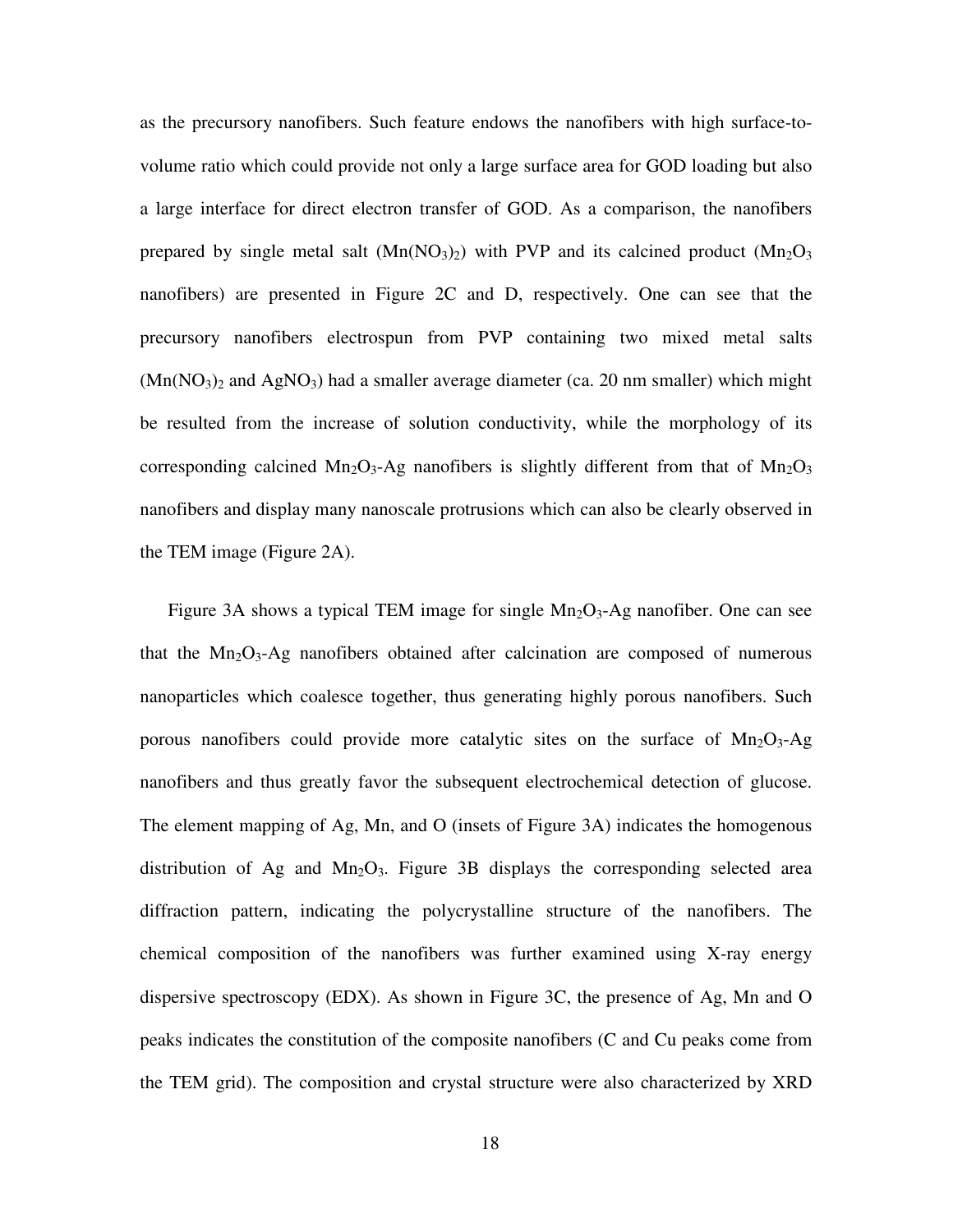as the precursory nanofibers. Such feature endows the nanofibers with high surface-to-volume ratio which could provide not only a large surface area for GOD loading but also a large interface for direct electron transfer of GOD. As a comparison, the nanofibers prepared by single metal salt ($Mn(NO_3)_2$) with PVP and its calcined product ($Mn_2O_3$ nanofibers) are presented in Figure 2C and D, respectively. One can see that the precursory nanofibers electrospun from PVP containing two mixed metal salts ($Mn(NO_3)_2$ and $AgNO_3$) had a smaller average diameter (ca. 20 nm smaller) which might be resulted from the increase of solution conductivity, while the morphology of its corresponding calcined $Mn_2O_3$-Ag nanofibers is slightly different from that of $Mn_2O_3$ nanofibers and display many nanoscale protrusions which can also be clearly observed in the TEM image (Figure 2A).

Figure 3A shows a typical TEM image for single $Mn_2O_3$-Ag nanofiber. One can see that the $Mn_2O_3$-Ag nanofibers obtained after calcination are composed of numerous nanoparticles which coalesce together, thus generating highly porous nanofibers. Such porous nanofibers could provide more catalytic sites on the surface of $Mn_2O_3$-Ag nanofibers and thus greatly favor the subsequent electrochemical detection of glucose. The element mapping of Ag, Mn, and O (insets of Figure 3A) indicates the homogenous distribution of Ag and $Mn_2O_3$. Figure 3B displays the corresponding selected area diffraction pattern, indicating the polycrystalline structure of the nanofibers. The chemical composition of the nanofibers was further examined using X-ray energy dispersive spectroscopy (EDX). As shown in Figure 3C, the presence of Ag, Mn and O peaks indicates the constitution of the composite nanofibers (C and Cu peaks come from the TEM grid). The composition and crystal structure were also characterized by XRD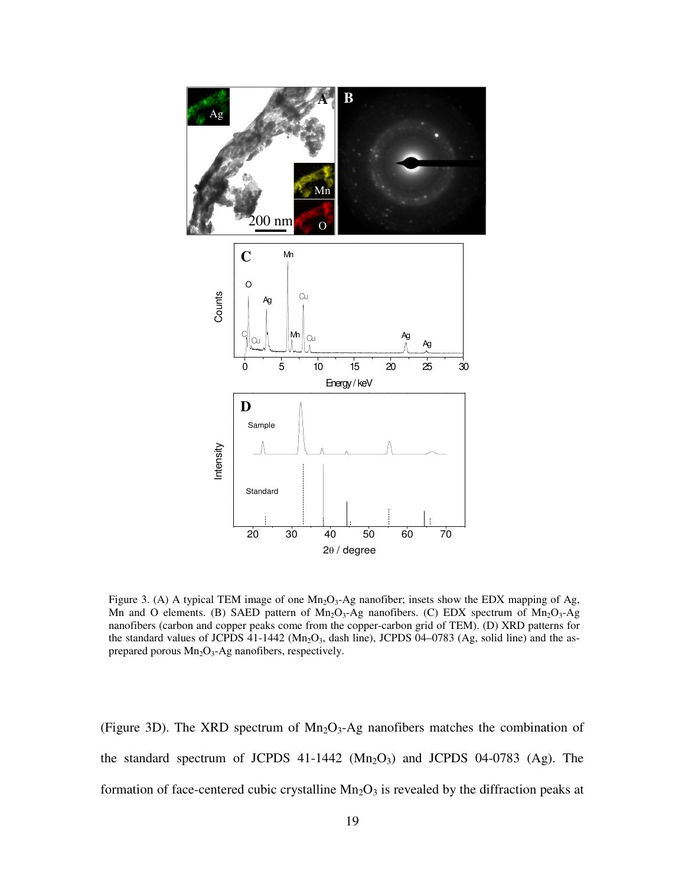Figure 3. (A) A typical TEM image of one $Mn_2O_3$-Ag nanofiber; insets show the EDX mapping of Ag, Mn and O elements. (B) SAED pattern of $Mn_2O_3$-Ag nanofibers. (C) EDX spectrum of $Mn_2O_3$-Ag nanofibers (carbon and copper peaks come from the copper-carbon grid of TEM). (D) XRD patterns for the standard values of JCPDS 41-1442 ($Mn_2O_3$, dash line), JCPDS 04–0783 (Ag, solid line) and the as-prepared porous $Mn_2O_3$-Ag nanofibers, respectively.

(Figure 3D). The XRD spectrum of $Mn_2O_3$-Ag nanofibers matches the combination of the standard spectrum of JCPDS 41-1442 ($Mn_2O_3$) and JCPDS 04-0783 (Ag). The formation of face-centered cubic crystalline $Mn_2O_3$ is revealed by the diffraction peaks at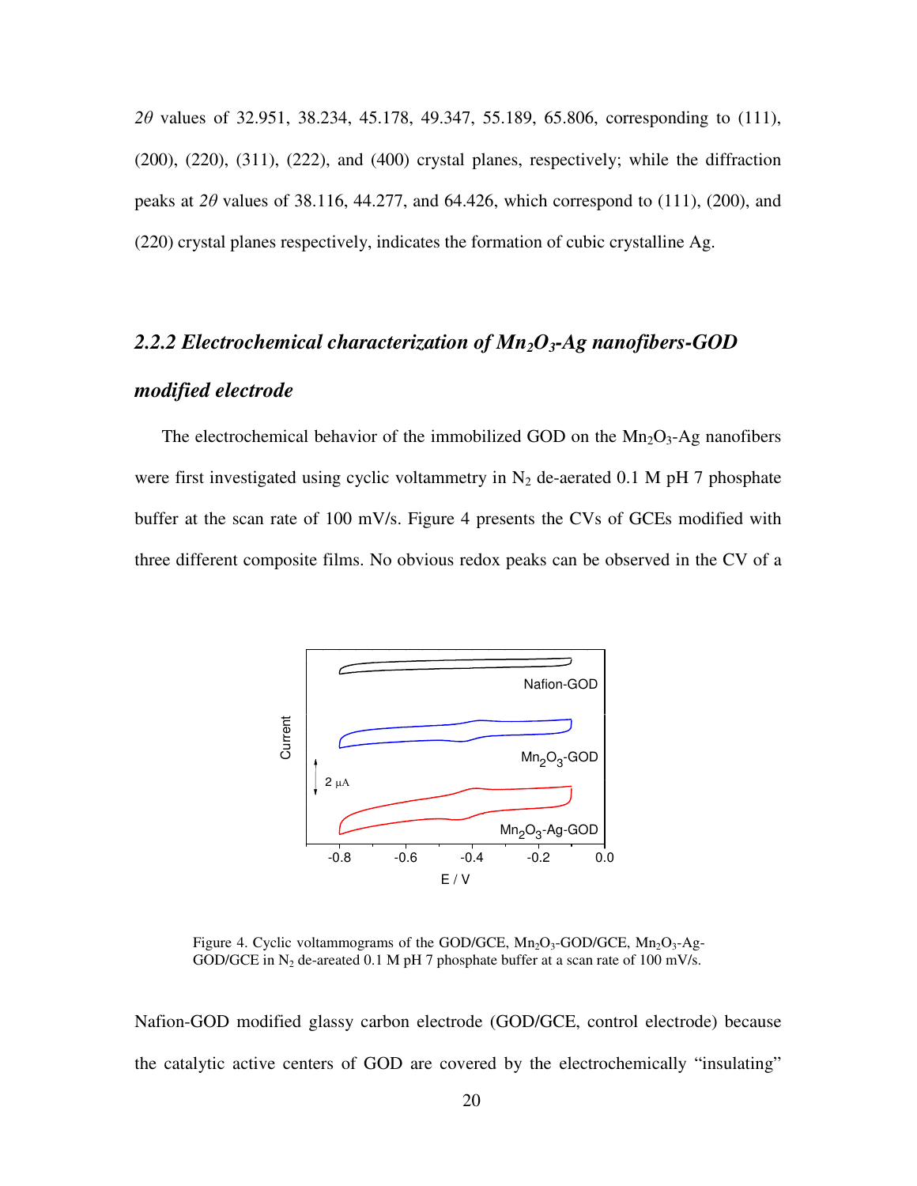$2\theta$ values of 32.951, 38.234, 45.178, 49.347, 55.189, 65.806, corresponding to (111), (200), (220), (311), (222), and (400) crystal planes, respectively; while the diffraction peaks at $2\theta$ values of 38.116, 44.277, and 64.426, which correspond to (111), (200), and (220) crystal planes respectively, indicates the formation of cubic crystalline Ag.

### *2.2.2 Electrochemical characterization of $Mn_2O_3$-Ag nanofibers-GOD modified electrode*

The electrochemical behavior of the immobilized GOD on the $Mn_2O_3$-Ag nanofibers were first investigated using cyclic voltammetry in $N_2$ de-aerated 0.1 M pH 7 phosphate buffer at the scan rate of 100 mV/s. Figure 4 presents the CVs of GCEs modified with three different composite films. No obvious redox peaks can be observed in the CV of a

Figure 4. Cyclic voltammograms of the GOD/GCE, $Mn_2O_3$-GOD/GCE, $Mn_2O_3$-Ag-GOD/GCE in $N_2$ de-areated 0.1 M pH 7 phosphate buffer at a scan rate of 100 mV/s.

Nafion-GOD modified glassy carbon electrode (GOD/GCE, control electrode) because the catalytic active centers of GOD are covered by the electrochemically "insulating"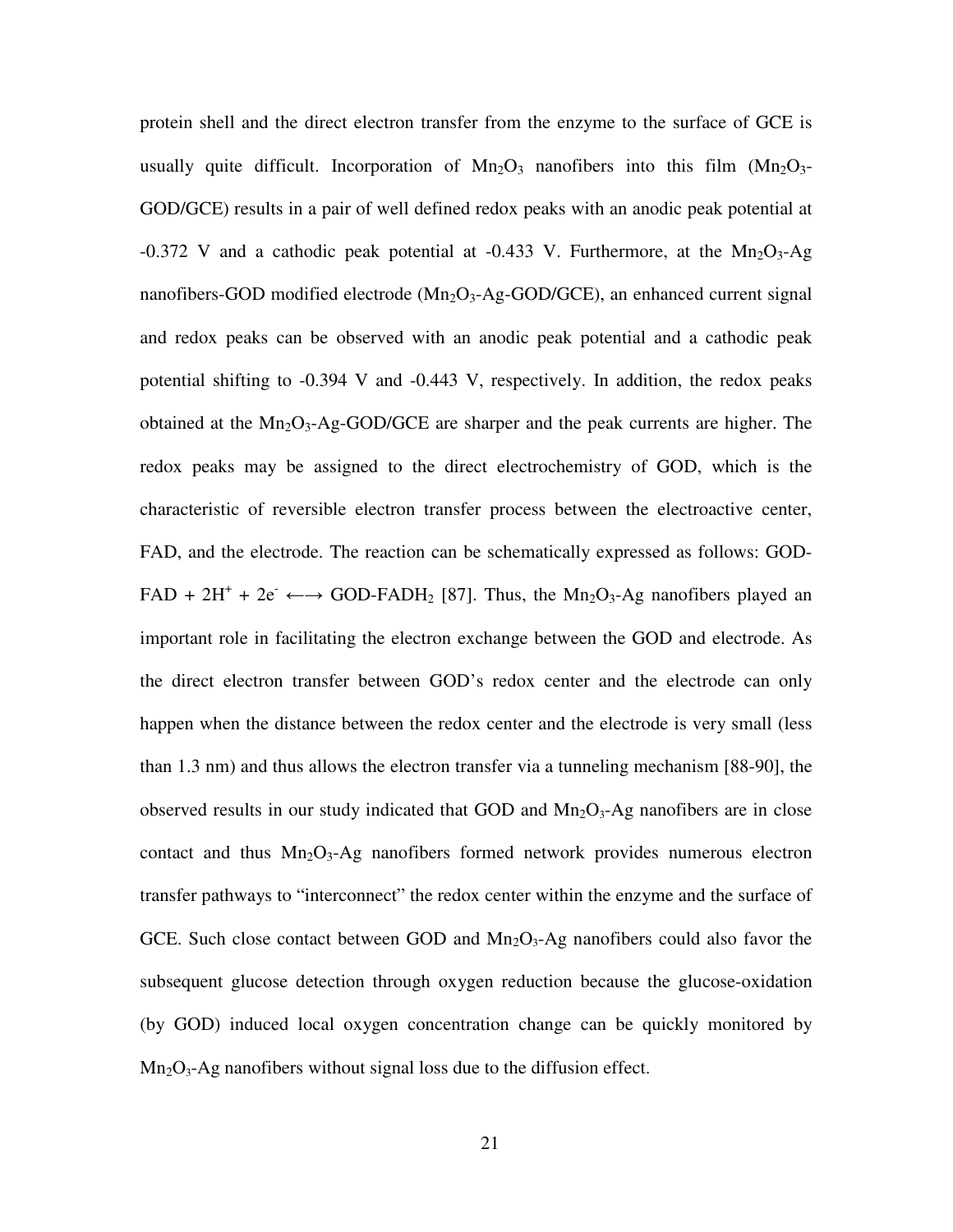protein shell and the direct electron transfer from the enzyme to the surface of GCE is usually quite difficult. Incorporation of $Mn_2O_3$ nanofibers into this film ($Mn_2O_3$-GOD/GCE) results in a pair of well defined redox peaks with an anodic peak potential at -0.372 V and a cathodic peak potential at -0.433 V. Furthermore, at the $Mn_2O_3$-Ag nanofibers-GOD modified electrode ($Mn_2O_3$-Ag-GOD/GCE), an enhanced current signal and redox peaks can be observed with an anodic peak potential and a cathodic peak potential shifting to -0.394 V and -0.443 V, respectively. In addition, the redox peaks obtained at the $Mn_2O_3$-Ag-GOD/GCE are sharper and the peak currents are higher. The redox peaks may be assigned to the direct electrochemistry of GOD, which is the characteristic of reversible electron transfer process between the electroactive center, FAD, and the electrode. The reaction can be schematically expressed as follows: GOD-FAD + $2H^+$ + $2e^-$ $\longleftrightarrow$ GOD-$FADH_2$ [87]. Thus, the $Mn_2O_3$-Ag nanofibers played an important role in facilitating the electron exchange between the GOD and electrode. As the direct electron transfer between GOD's redox center and the electrode can only happen when the distance between the redox center and the electrode is very small (less than 1.3 nm) and thus allows the electron transfer via a tunneling mechanism [88-90], the observed results in our study indicated that GOD and $Mn_2O_3$-Ag nanofibers are in close contact and thus $Mn_2O_3$-Ag nanofibers formed network provides numerous electron transfer pathways to "interconnect" the redox center within the enzyme and the surface of GCE. Such close contact between GOD and $Mn_2O_3$-Ag nanofibers could also favor the subsequent glucose detection through oxygen reduction because the glucose-oxidation (by GOD) induced local oxygen concentration change can be quickly monitored by $Mn_2O_3$-Ag nanofibers without signal loss due to the diffusion effect.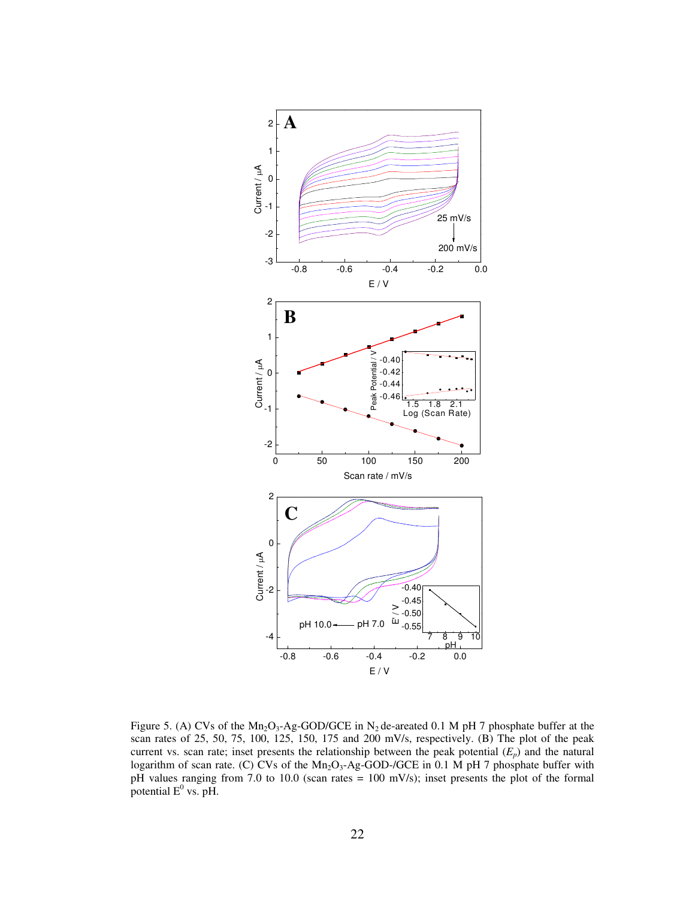Figure 5. (A) CVs of the $Mn_2O_3$-Ag-GOD/GCE in $N_2$ de-areated 0.1 M pH 7 phosphate buffer at the scan rates of 25, 50, 75, 100, 125, 150, 175 and 200 mV/s, respectively. (B) The plot of the peak current vs. scan rate; inset presents the relationship between the peak potential ($E_p$) and the natural logarithm of scan rate. (C) CVs of the $Mn_2O_3$-Ag-GOD-/GCE in 0.1 M pH 7 phosphate buffer with pH values ranging from 7.0 to 10.0 (scan rates = 100 mV/s); inset presents the plot of the formal potential $E^0$ vs. pH.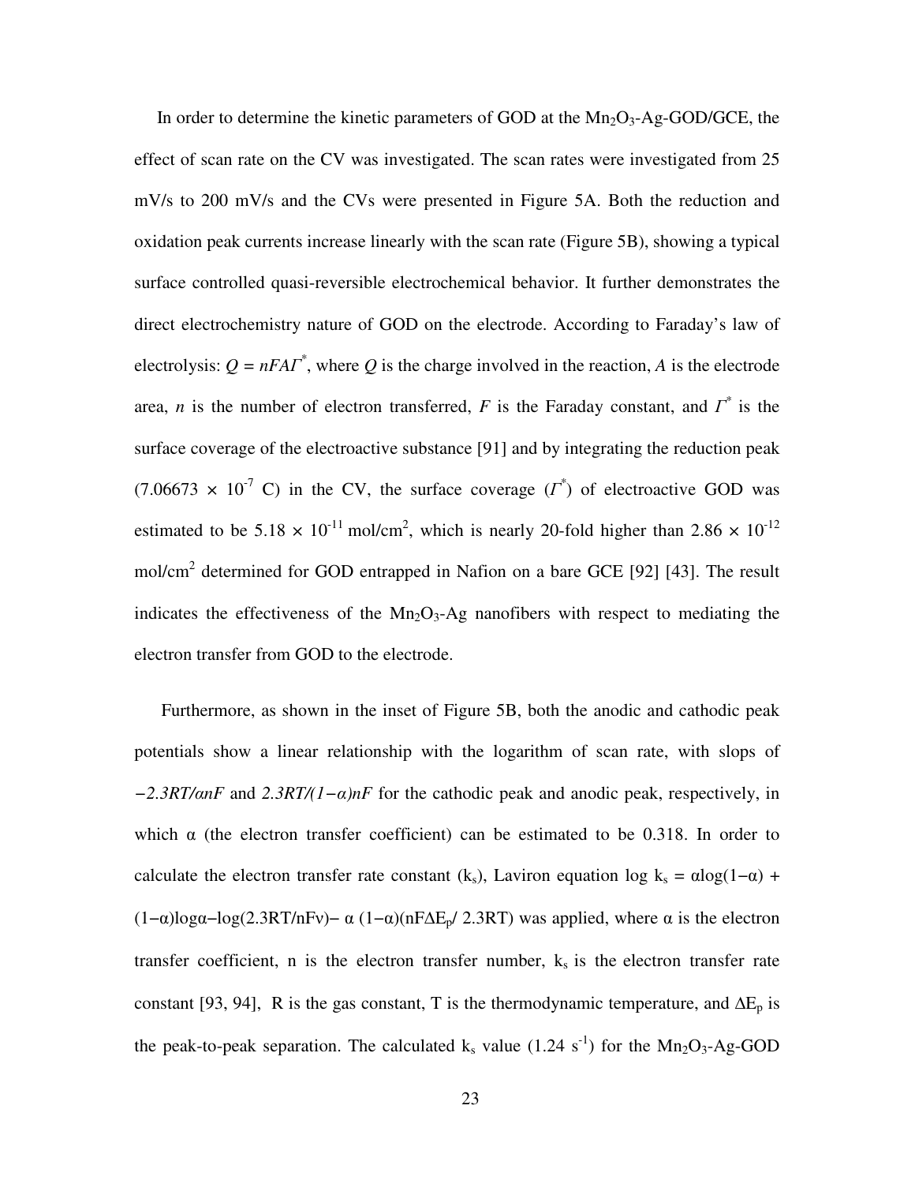In order to determine the kinetic parameters of GOD at the $Mn_2O_3$-Ag-GOD/GCE, the effect of scan rate on the CV was investigated. The scan rates were investigated from 25 mV/s to 200 mV/s and the CVs were presented in Figure 5A. Both the reduction and oxidation peak currents increase linearly with the scan rate (Figure 5B), showing a typical surface controlled quasi-reversible electrochemical behavior. It further demonstrates the direct electrochemistry nature of GOD on the electrode. According to Faraday's law of electrolysis: $Q = nFA\Gamma^*$, where $Q$ is the charge involved in the reaction, $A$ is the electrode area, $n$ is the number of electron transferred, $F$ is the Faraday constant, and $\Gamma^*$ is the surface coverage of the electroactive substance [91] and by integrating the reduction peak ($7.06673 \times 10^{-7}$ C) in the CV, the surface coverage ($\Gamma^*$) of electroactive GOD was estimated to be $5.18 \times 10^{-11}$ mol/cm$^2$, which is nearly 20-fold higher than $2.86 \times 10^{-12}$ mol/cm$^2$ determined for GOD entrapped in Nafion on a bare GCE [92] [43]. The result indicates the effectiveness of the $Mn_2O_3$-Ag nanofibers with respect to mediating the electron transfer from GOD to the electrode.

Furthermore, as shown in the inset of Figure 5B, both the anodic and cathodic peak potentials show a linear relationship with the logarithm of scan rate, with slops of $-2.3RT/\alpha nF$ and $2.3RT/(1-\alpha)nF$ for the cathodic peak and anodic peak, respectively, in which α (the electron transfer coefficient) can be estimated to be 0.318. In order to calculate the electron transfer rate constant ($k_s$), Laviron equation $\log k_s = \alpha\log(1-\alpha) + (1-\alpha)\log\alpha - \log(2.3RT/nF\nu) - \alpha(1-\alpha)(nF\Delta E_p/2.3RT)$ was applied, where α is the electron transfer coefficient, n is the electron transfer number, $k_s$ is the electron transfer rate constant [93, 94], R is the gas constant, T is the thermodynamic temperature, and $\Delta E_p$ is the peak-to-peak separation. The calculated $k_s$ value (1.24 s$^{-1}$) for the $Mn_2O_3$-Ag-GOD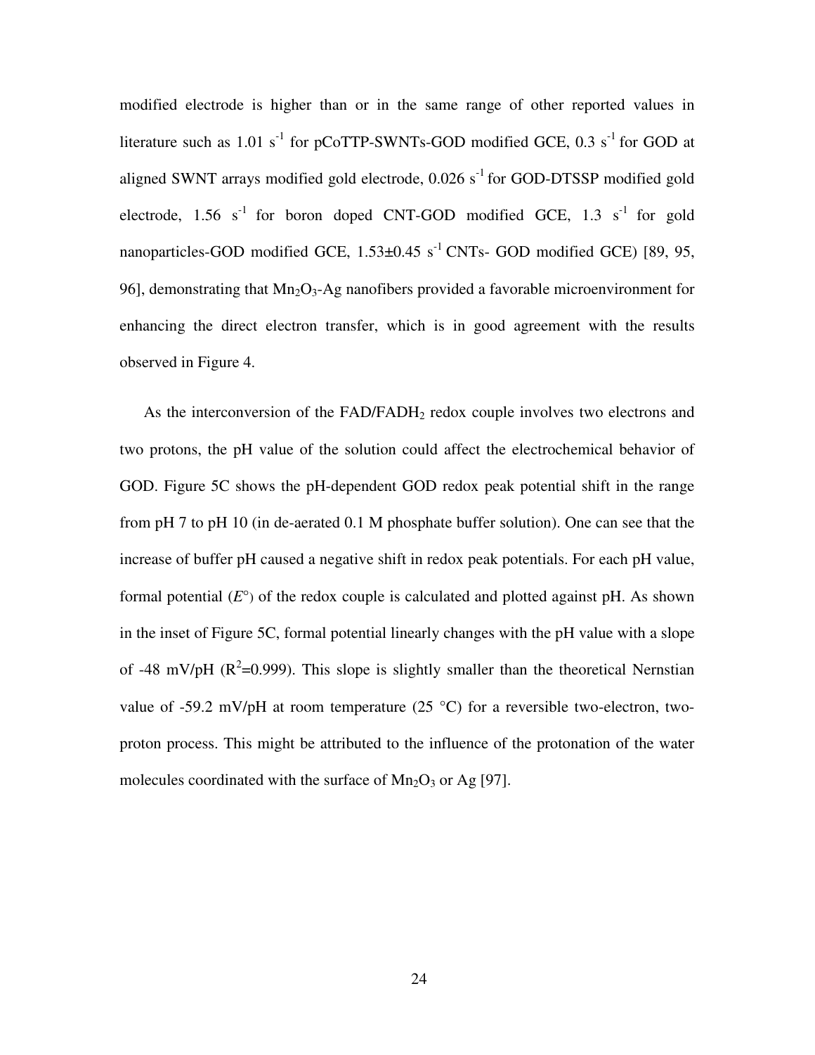modified electrode is higher than or in the same range of other reported values in literature such as 1.01 $s^{-1}$ for pCoTTP-SWNTs-GOD modified GCE, 0.3 $s^{-1}$ for GOD at aligned SWNT arrays modified gold electrode, 0.026 $s^{-1}$ for GOD-DTSSP modified gold electrode, 1.56 $s^{-1}$ for boron doped CNT-GOD modified GCE, 1.3 $s^{-1}$ for gold nanoparticles-GOD modified GCE, 1.53±0.45 $s^{-1}$ CNTs- GOD modified GCE) [89, 95, 96], demonstrating that $Mn_2O_3$-Ag nanofibers provided a favorable microenvironment for enhancing the direct electron transfer, which is in good agreement with the results observed in Figure 4.

As the interconversion of the FAD/$FADH_2$ redox couple involves two electrons and two protons, the pH value of the solution could affect the electrochemical behavior of GOD. Figure 5C shows the pH-dependent GOD redox peak potential shift in the range from pH 7 to pH 10 (in de-aerated 0.1 M phosphate buffer solution). One can see that the increase of buffer pH caused a negative shift in redox peak potentials. For each pH value, formal potential ($E^{\circ}$) of the redox couple is calculated and plotted against pH. As shown in the inset of Figure 5C, formal potential linearly changes with the pH value with a slope of -48 mV/pH ($R^2$=0.999). This slope is slightly smaller than the theoretical Nernstian value of -59.2 mV/pH at room temperature (25 °C) for a reversible two-electron, two-proton process. This might be attributed to the influence of the protonation of the water molecules coordinated with the surface of $Mn_2O_3$ or Ag [97].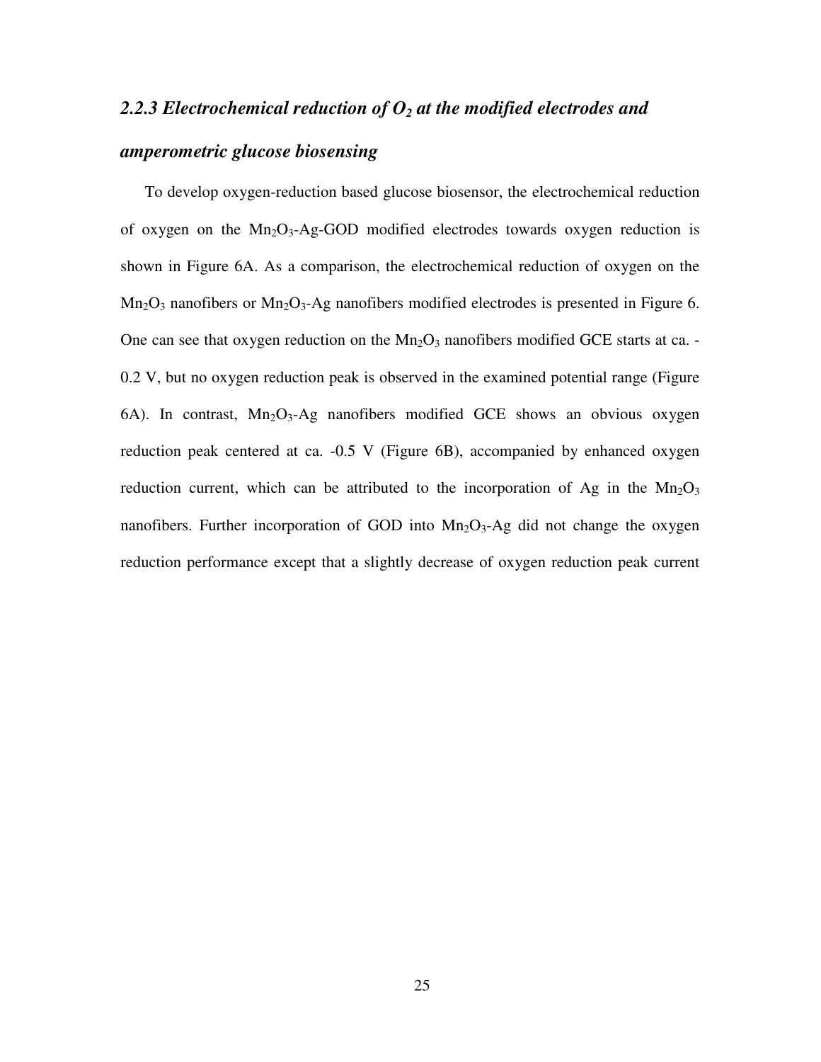### *2.2.3 Electrochemical reduction of $O_2$ at the modified electrodes and amperometric glucose biosensing*

To develop oxygen-reduction based glucose biosensor, the electrochemical reduction of oxygen on the $Mn_2O_3$-Ag-GOD modified electrodes towards oxygen reduction is shown in Figure 6A. As a comparison, the electrochemical reduction of oxygen on the $Mn_2O_3$ nanofibers or $Mn_2O_3$-Ag nanofibers modified electrodes is presented in Figure 6. One can see that oxygen reduction on the $Mn_2O_3$ nanofibers modified GCE starts at ca. -0.2 V, but no oxygen reduction peak is observed in the examined potential range (Figure 6A). In contrast, $Mn_2O_3$-Ag nanofibers modified GCE shows an obvious oxygen reduction peak centered at ca. -0.5 V (Figure 6B), accompanied by enhanced oxygen reduction current, which can be attributed to the incorporation of Ag in the $Mn_2O_3$ nanofibers. Further incorporation of GOD into $Mn_2O_3$-Ag did not change the oxygen reduction performance except that a slightly decrease of oxygen reduction peak current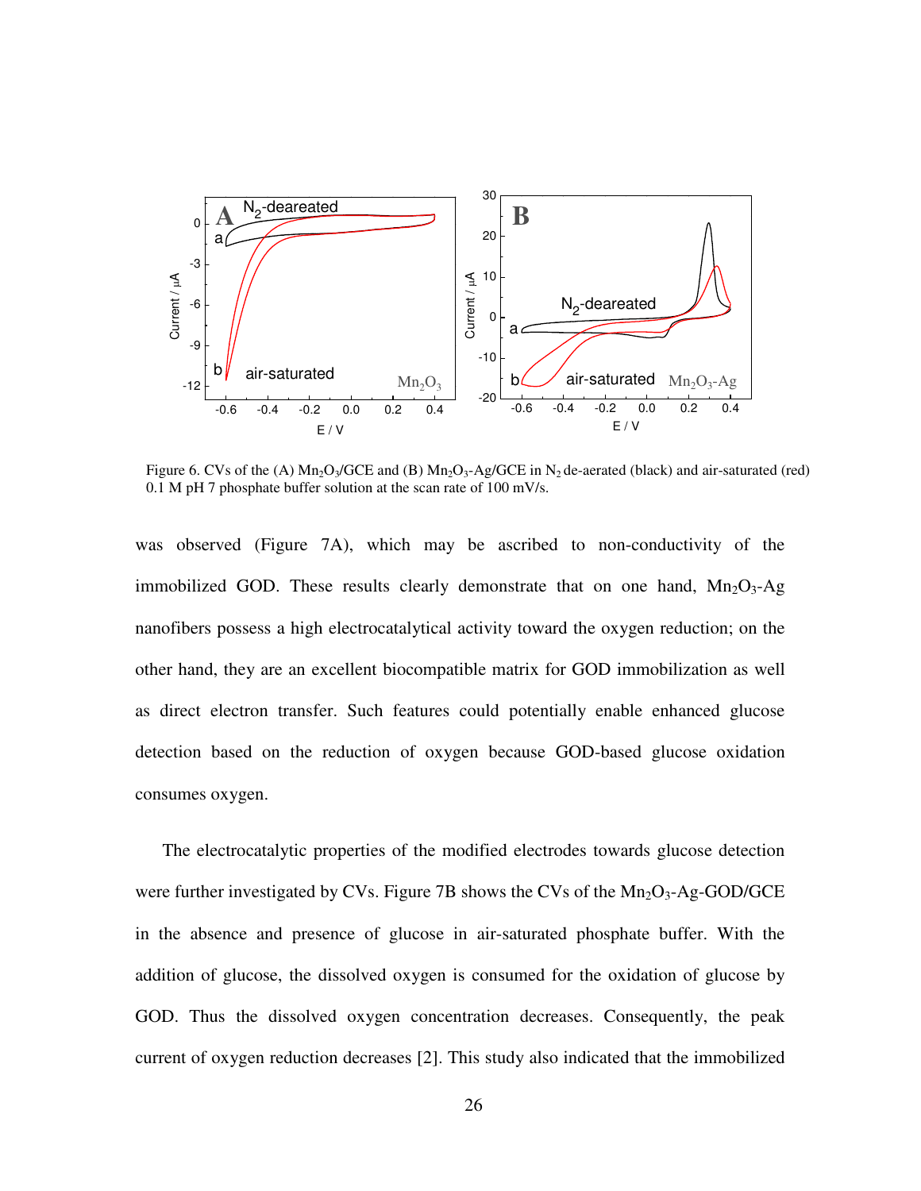Figure 6. CVs of the (A) $Mn_2O_3$/GCE and (B) $Mn_2O_3$-Ag/GCE in $N_2$ de-aerated (black) and air-saturated (red) 0.1 M pH 7 phosphate buffer solution at the scan rate of 100 mV/s.

was observed (Figure 7A), which may be ascribed to non-conductivity of the immobilized GOD. These results clearly demonstrate that on one hand, $Mn_2O_3$-Ag nanofibers possess a high electrocatalytical activity toward the oxygen reduction; on the other hand, they are an excellent biocompatible matrix for GOD immobilization as well as direct electron transfer. Such features could potentially enable enhanced glucose detection based on the reduction of oxygen because GOD-based glucose oxidation consumes oxygen.

The electrocatalytic properties of the modified electrodes towards glucose detection were further investigated by CVs. Figure 7B shows the CVs of the $Mn_2O_3$-Ag-GOD/GCE in the absence and presence of glucose in air-saturated phosphate buffer. With the addition of glucose, the dissolved oxygen is consumed for the oxidation of glucose by GOD. Thus the dissolved oxygen concentration decreases. Consequently, the peak current of oxygen reduction decreases [2]. This study also indicated that the immobilized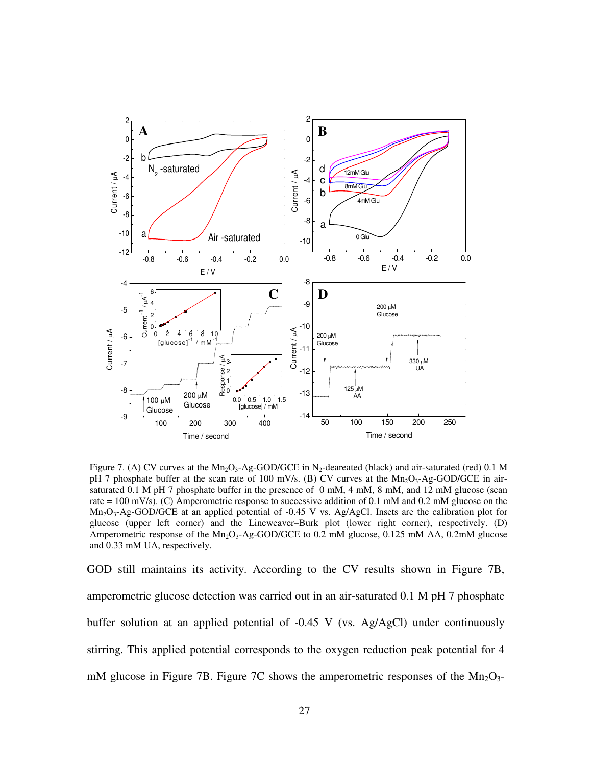Figure 7. (A) CV curves at the $Mn_2O_3$-Ag-GOD/GCE in $N_2$-deareated (black) and air-saturated (red) 0.1 M pH 7 phosphate buffer at the scan rate of 100 mV/s. (B) CV curves at the $Mn_2O_3$-Ag-GOD/GCE in air-saturated 0.1 M pH 7 phosphate buffer in the presence of 0 mM, 4 mM, 8 mM, and 12 mM glucose (scan rate = 100 mV/s). (C) Amperometric response to successive addition of 0.1 mM and 0.2 mM glucose on the $Mn_2O_3$-Ag-GOD/GCE at an applied potential of -0.45 V vs. Ag/AgCl. Insets are the calibration plot for glucose (upper left corner) and the Lineweaver–Burk plot (lower right corner), respectively. (D) Amperometric response of the $Mn_2O_3$-Ag-GOD/GCE to 0.2 mM glucose, 0.125 mM AA, 0.2mM glucose and 0.33 mM UA, respectively.

GOD still maintains its activity. According to the CV results shown in Figure 7B, amperometric glucose detection was carried out in an air-saturated 0.1 M pH 7 phosphate buffer solution at an applied potential of -0.45 V (vs. Ag/AgCl) under continuously stirring. This applied potential corresponds to the oxygen reduction peak potential for 4 mM glucose in Figure 7B. Figure 7C shows the amperometric responses of the $Mn_2O_3$-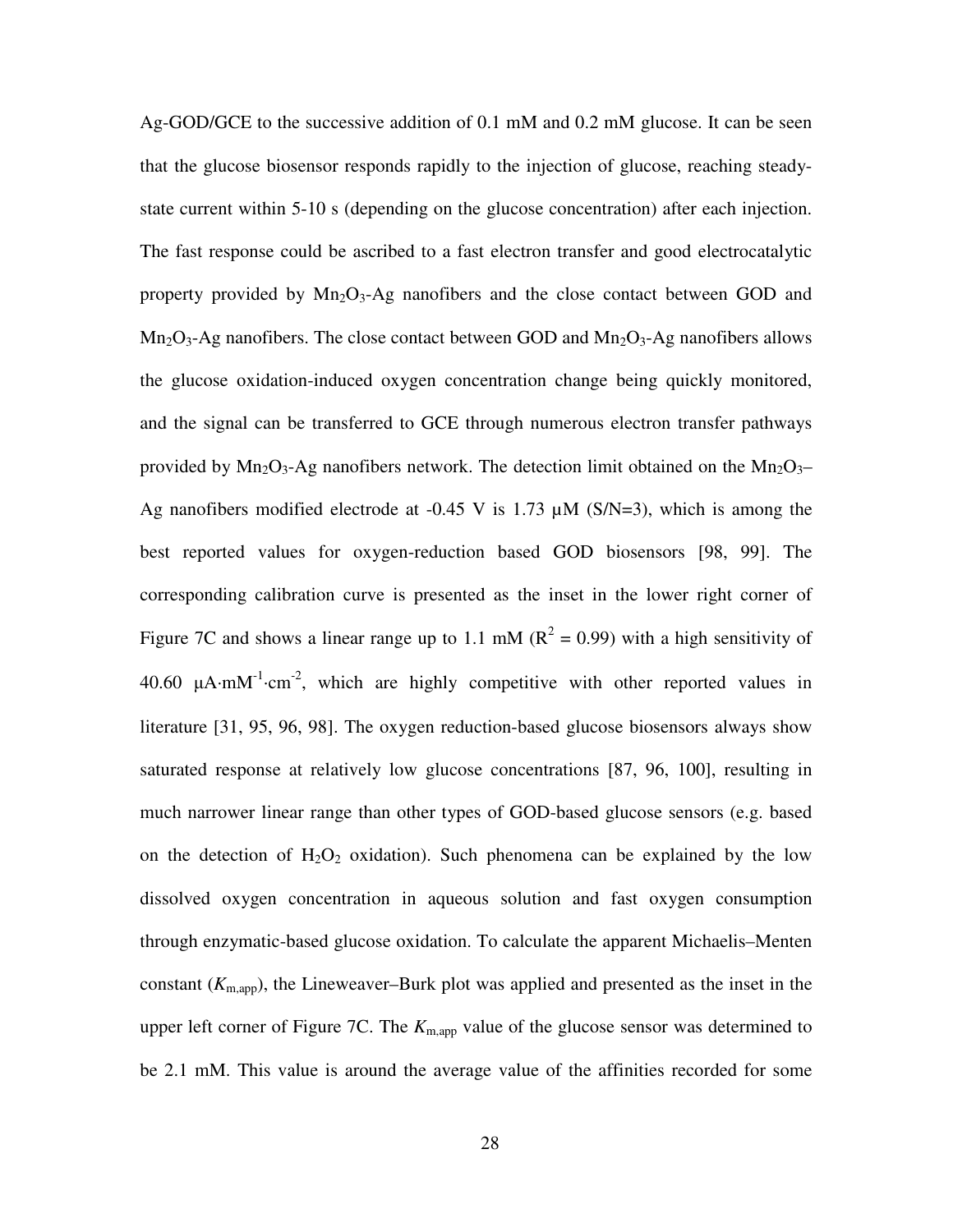Ag-GOD/GCE to the successive addition of 0.1 mM and 0.2 mM glucose. It can be seen that the glucose biosensor responds rapidly to the injection of glucose, reaching steady-state current within 5-10 s (depending on the glucose concentration) after each injection. The fast response could be ascribed to a fast electron transfer and good electrocatalytic property provided by $Mn_2O_3$-Ag nanofibers and the close contact between GOD and $Mn_2O_3$-Ag nanofibers. The close contact between GOD and $Mn_2O_3$-Ag nanofibers allows the glucose oxidation-induced oxygen concentration change being quickly monitored, and the signal can be transferred to GCE through numerous electron transfer pathways provided by $Mn_2O_3$-Ag nanofibers network. The detection limit obtained on the $Mn_2O_3$–Ag nanofibers modified electrode at -0.45 V is 1.73 μM (S/N=3), which is among the best reported values for oxygen-reduction based GOD biosensors [98, 99]. The corresponding calibration curve is presented as the inset in the lower right corner of Figure 7C and shows a linear range up to 1.1 mM ($R^2 = 0.99$) with a high sensitivity of 40.60 $\mu A \cdot mM^{-1} \cdot cm^{-2}$, which are highly competitive with other reported values in literature [31, 95, 96, 98]. The oxygen reduction-based glucose biosensors always show saturated response at relatively low glucose concentrations [87, 96, 100], resulting in much narrower linear range than other types of GOD-based glucose sensors (e.g. based on the detection of $H_2O_2$ oxidation). Such phenomena can be explained by the low dissolved oxygen concentration in aqueous solution and fast oxygen consumption through enzymatic-based glucose oxidation. To calculate the apparent Michaelis–Menten constant ($K_{m,app}$), the Lineweaver–Burk plot was applied and presented as the inset in the upper left corner of Figure 7C. The $K_{m,app}$ value of the glucose sensor was determined to be 2.1 mM. This value is around the average value of the affinities recorded for some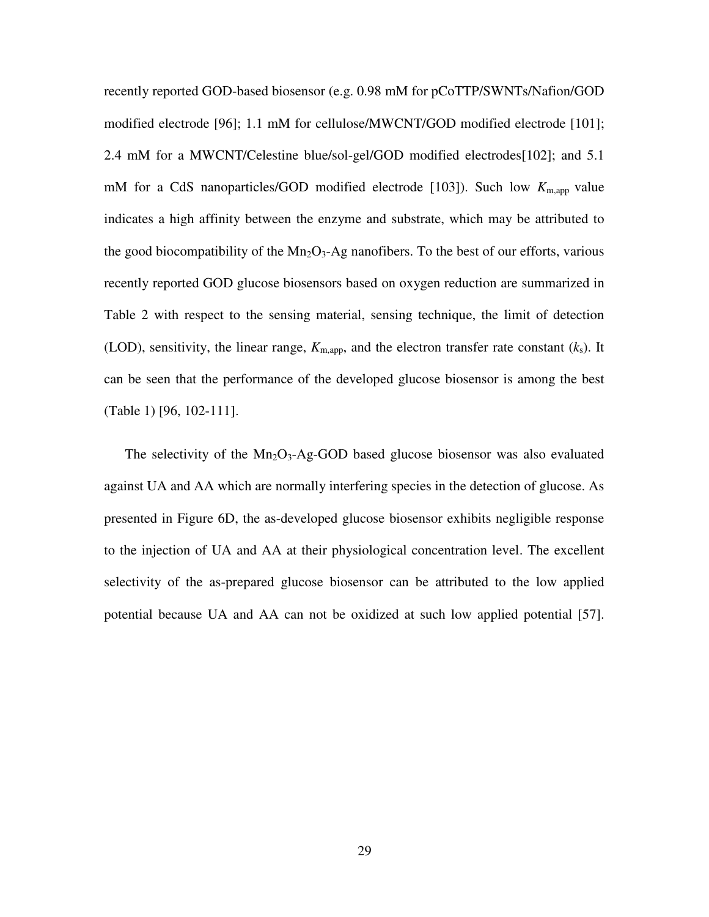recently reported GOD-based biosensor (e.g. 0.98 mM for pCoTTP/SWNTs/Nafion/GOD modified electrode [96]; 1.1 mM for cellulose/MWCNT/GOD modified electrode [101]; 2.4 mM for a MWCNT/Celestine blue/sol-gel/GOD modified electrodes[102]; and 5.1 mM for a CdS nanoparticles/GOD modified electrode [103]). Such low $K_{m,app}$ value indicates a high affinity between the enzyme and substrate, which may be attributed to the good biocompatibility of the $Mn_2O_3$-Ag nanofibers. To the best of our efforts, various recently reported GOD glucose biosensors based on oxygen reduction are summarized in Table 2 with respect to the sensing material, sensing technique, the limit of detection (LOD), sensitivity, the linear range, $K_{m,app}$, and the electron transfer rate constant ($k_s$). It can be seen that the performance of the developed glucose biosensor is among the best (Table 1) [96, 102-111].

The selectivity of the $Mn_2O_3$-Ag-GOD based glucose biosensor was also evaluated against UA and AA which are normally interfering species in the detection of glucose. As presented in Figure 6D, the as-developed glucose biosensor exhibits negligible response to the injection of UA and AA at their physiological concentration level. The excellent selectivity of the as-prepared glucose biosensor can be attributed to the low applied potential because UA and AA can not be oxidized at such low applied potential [57].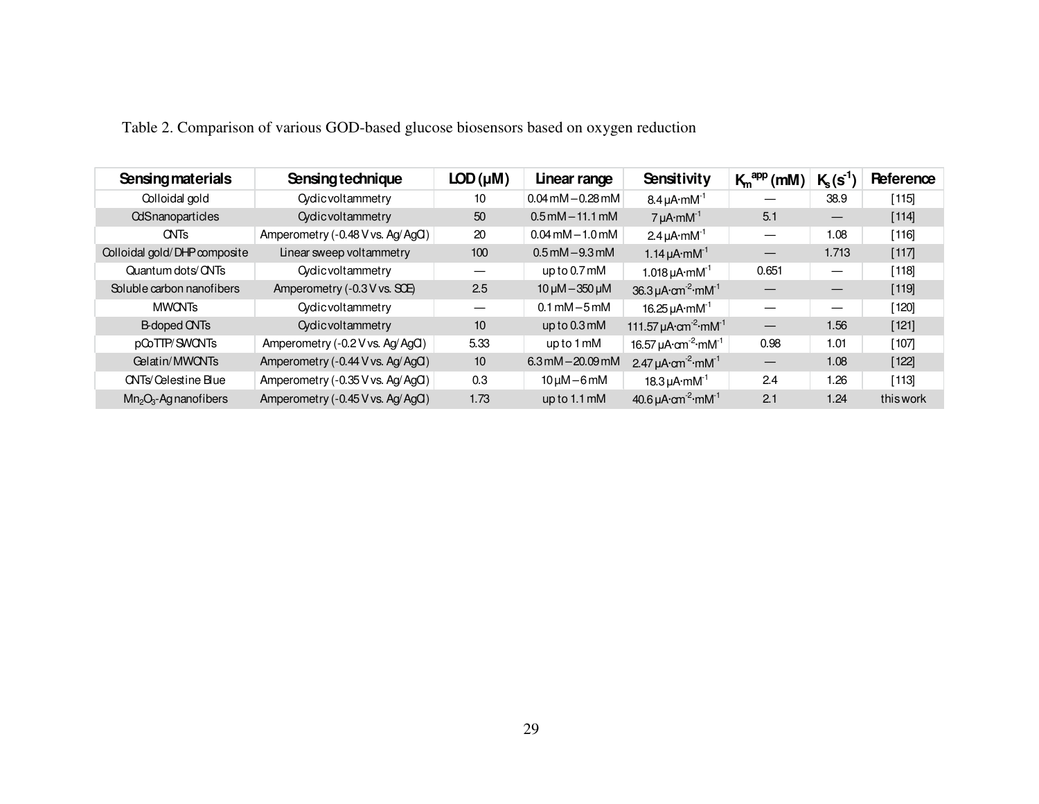Table 2. Comparison of various GOD-based glucose biosensors based on oxygen reduction

| Sensing materials | Sensing technique | LOD (μM) | Linear range | Sensitivity | $K_m^{app}$ (mM) | $K_s$ ($s^{-1}$) | Reference |
|---|---|---|---|---|---|---|---|
| Colloidal gold | Cyclic voltammetry | 10 | 0.04 mM – 0.28 mM | 8.4 μA·mM$^{-1}$ | — | 38.9 | [115] |
| CdS nanoparticles | Cyclic voltammetry | 50 | 0.5 mM – 11.1 mM | 7 μA·mM$^{-1}$ | 5.1 | — | [114] |
| CNTs | Amperometry (-0.48 V vs. Ag/AgCl) | 20 | 0.04 mM – 1.0 mM | 2.4 μA·mM$^{-1}$ | — | 1.08 | [116] |
| Colloidal gold/DHP composite | Linear sweep voltammetry | 100 | 0.5 mM – 9.3 mM | 1.14 μA·mM$^{-1}$ | — | 1.713 | [117] |
| Quantum dots/CNTs | Cyclic voltammetry | — | up to 0.7 mM | 1.018 μA·mM$^{-1}$ | 0.651 | — | [118] |
| Soluble carbon nanofibers | Amperometry (-0.3 V vs. SCE) | 2.5 | 10 μM – 350 μM | 36.3 μA·cm$^{-2}$·mM$^{-1}$ | — | — | [119] |
| MWCNTs | Cyclic voltammetry | — | 0.1 mM – 5 mM | 16.25 μA·mM$^{-1}$ | — | — | [120] |
| B-doped CNTs | Cyclic voltammetry | 10 | up to 0.3 mM | 111.57 μA·cm$^{-2}$·mM$^{-1}$ | — | 1.56 | [121] |
| pCoTTP/SWCNTs | Amperometry (-0.2 V vs. Ag/AgCl) | 5.33 | up to 1 mM | 16.57 μA·cm$^{-2}$·mM$^{-1}$ | 0.98 | 1.01 | [107] |
| Gelatin/MWCNTs | Amperometry (-0.44 V vs. Ag/AgCl) | 10 | 6.3 mM – 20.09 mM | 2.47 μA·cm$^{-2}$·mM$^{-1}$ | — | 1.08 | [122] |
| CNTs/Celestine Blue | Amperometry (-0.35 V vs. Ag/AgCl) | 0.3 | 10 μM – 6 mM | 18.3 μA·mM$^{-1}$ | 2.4 | 1.26 | [113] |
| $Mn_2O_3$-Ag nanofibers | Amperometry (-0.45 V vs. Ag/AgCl) | 1.73 | up to 1.1 mM | 40.6 μA·cm$^{-2}$·mM$^{-1}$ | 2.1 | 1.24 | this work |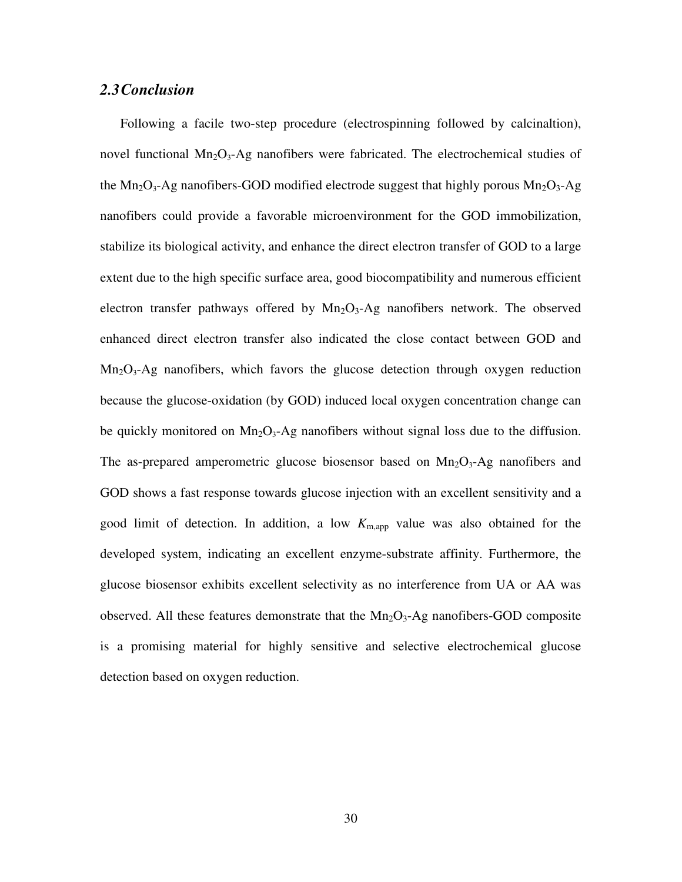### *2.3 Conclusion*

Following a facile two-step procedure (electrospinning followed by calcinaltion), novel functional $Mn_2O_3$-Ag nanofibers were fabricated. The electrochemical studies of the $Mn_2O_3$-Ag nanofibers-GOD modified electrode suggest that highly porous $Mn_2O_3$-Ag nanofibers could provide a favorable microenvironment for the GOD immobilization, stabilize its biological activity, and enhance the direct electron transfer of GOD to a large extent due to the high specific surface area, good biocompatibility and numerous efficient electron transfer pathways offered by $Mn_2O_3$-Ag nanofibers network. The observed enhanced direct electron transfer also indicated the close contact between GOD and $Mn_2O_3$-Ag nanofibers, which favors the glucose detection through oxygen reduction because the glucose-oxidation (by GOD) induced local oxygen concentration change can be quickly monitored on $Mn_2O_3$-Ag nanofibers without signal loss due to the diffusion. The as-prepared amperometric glucose biosensor based on $Mn_2O_3$-Ag nanofibers and GOD shows a fast response towards glucose injection with an excellent sensitivity and a good limit of detection. In addition, a low $K_{m,app}$ value was also obtained for the developed system, indicating an excellent enzyme-substrate affinity. Furthermore, the glucose biosensor exhibits excellent selectivity as no interference from UA or AA was observed. All these features demonstrate that the $Mn_2O_3$-Ag nanofibers-GOD composite is a promising material for highly sensitive and selective electrochemical glucose detection based on oxygen reduction.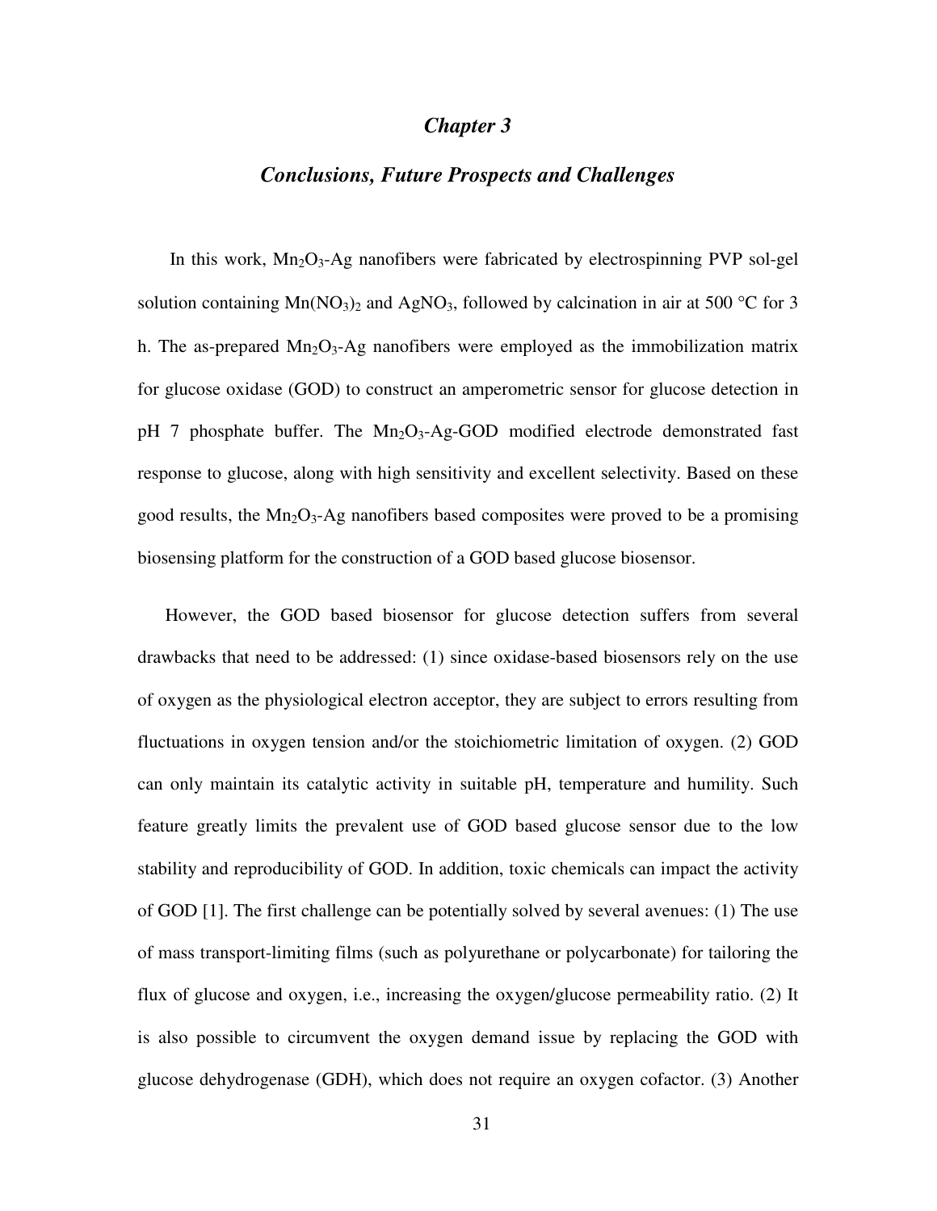# *Chapter 3*

## *Conclusions, Future Prospects and Challenges*

In this work, $Mn_2O_3$-Ag nanofibers were fabricated by electrospinning PVP sol-gel solution containing $Mn(NO_3)_2$ and $AgNO_3$, followed by calcination in air at 500 °C for 3 h. The as-prepared $Mn_2O_3$-Ag nanofibers were employed as the immobilization matrix for glucose oxidase (GOD) to construct an amperometric sensor for glucose detection in pH 7 phosphate buffer. The $Mn_2O_3$-Ag-GOD modified electrode demonstrated fast response to glucose, along with high sensitivity and excellent selectivity. Based on these good results, the $Mn_2O_3$-Ag nanofibers based composites were proved to be a promising biosensing platform for the construction of a GOD based glucose biosensor.

However, the GOD based biosensor for glucose detection suffers from several drawbacks that need to be addressed: (1) since oxidase-based biosensors rely on the use of oxygen as the physiological electron acceptor, they are subject to errors resulting from fluctuations in oxygen tension and/or the stoichiometric limitation of oxygen. (2) GOD can only maintain its catalytic activity in suitable pH, temperature and humility. Such feature greatly limits the prevalent use of GOD based glucose sensor due to the low stability and reproducibility of GOD. In addition, toxic chemicals can impact the activity of GOD [1]. The first challenge can be potentially solved by several avenues: (1) The use of mass transport-limiting films (such as polyurethane or polycarbonate) for tailoring the flux of glucose and oxygen, i.e., increasing the oxygen/glucose permeability ratio. (2) It is also possible to circumvent the oxygen demand issue by replacing the GOD with glucose dehydrogenase (GDH), which does not require an oxygen cofactor. (3) Another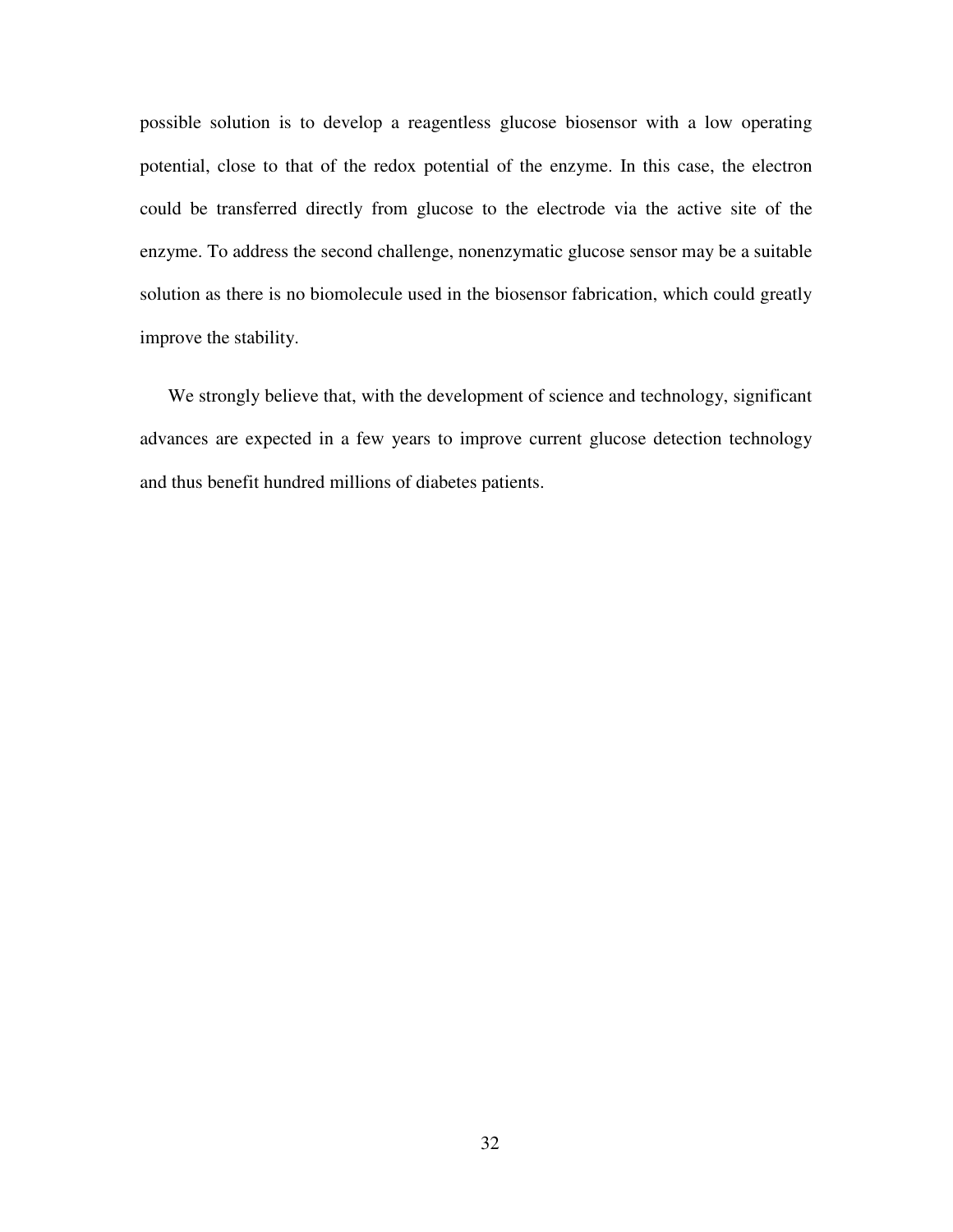possible solution is to develop a reagentless glucose biosensor with a low operating potential, close to that of the redox potential of the enzyme. In this case, the electron could be transferred directly from glucose to the electrode via the active site of the enzyme. To address the second challenge, nonenzymatic glucose sensor may be a suitable solution as there is no biomolecule used in the biosensor fabrication, which could greatly improve the stability.

We strongly believe that, with the development of science and technology, significant advances are expected in a few years to improve current glucose detection technology and thus benefit hundred millions of diabetes patients.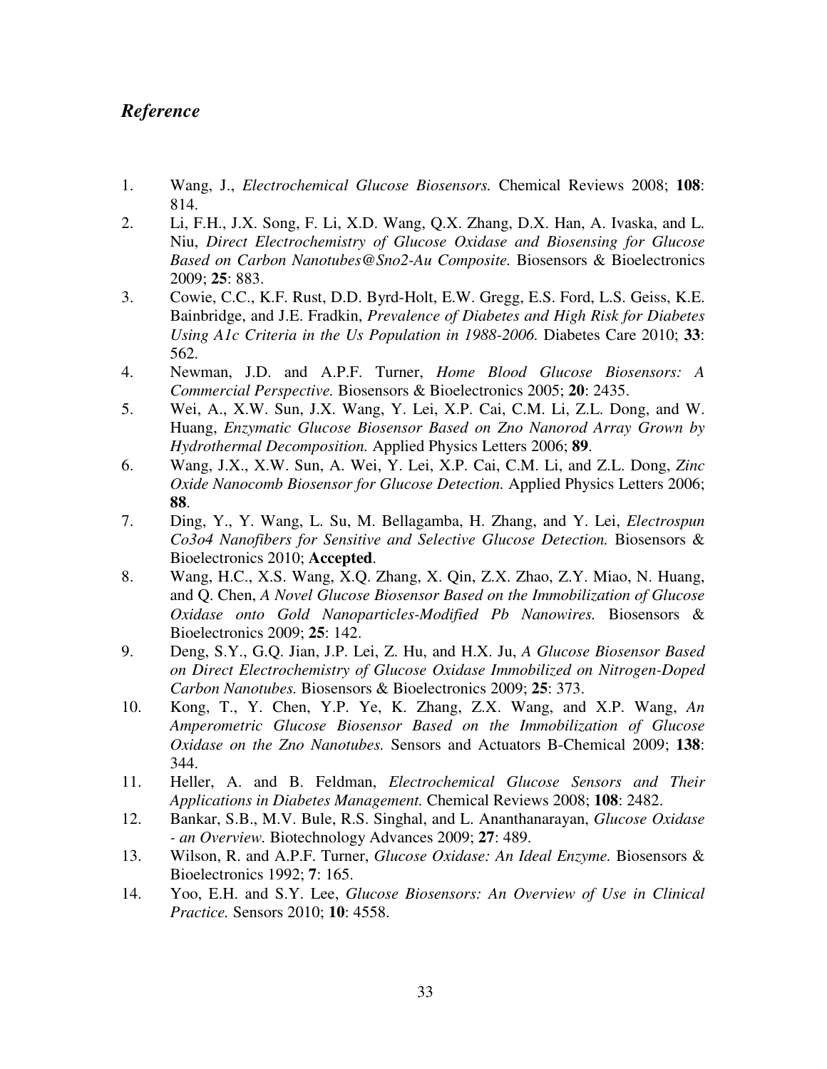## *Reference*

1. Wang, J., *Electrochemical Glucose Biosensors.* Chemical Reviews 2008; **108**: 814.
2. Li, F.H., J.X. Song, F. Li, X.D. Wang, Q.X. Zhang, D.X. Han, A. Ivaska, and L. Niu, *Direct Electrochemistry of Glucose Oxidase and Biosensing for Glucose Based on Carbon Nanotubes@Sno2-Au Composite.* Biosensors & Bioelectronics 2009; **25**: 883.
3. Cowie, C.C., K.F. Rust, D.D. Byrd-Holt, E.W. Gregg, E.S. Ford, L.S. Geiss, K.E. Bainbridge, and J.E. Fradkin, *Prevalence of Diabetes and High Risk for Diabetes Using A1c Criteria in the Us Population in 1988-2006.* Diabetes Care 2010; **33**: 562.
4. Newman, J.D. and A.P.F. Turner, *Home Blood Glucose Biosensors: A Commercial Perspective.* Biosensors & Bioelectronics 2005; **20**: 2435.
5. Wei, A., X.W. Sun, J.X. Wang, Y. Lei, X.P. Cai, C.M. Li, Z.L. Dong, and W. Huang, *Enzymatic Glucose Biosensor Based on Zno Nanorod Array Grown by Hydrothermal Decomposition.* Applied Physics Letters 2006; **89**.
6. Wang, J.X., X.W. Sun, A. Wei, Y. Lei, X.P. Cai, C.M. Li, and Z.L. Dong, *Zinc Oxide Nanocomb Biosensor for Glucose Detection.* Applied Physics Letters 2006; **88**.
7. Ding, Y., Y. Wang, L. Su, M. Bellagamba, H. Zhang, and Y. Lei, *Electrospun Co3o4 Nanofibers for Sensitive and Selective Glucose Detection.* Biosensors & Bioelectronics 2010; **Accepted**.
8. Wang, H.C., X.S. Wang, X.Q. Zhang, X. Qin, Z.X. Zhao, Z.Y. Miao, N. Huang, and Q. Chen, *A Novel Glucose Biosensor Based on the Immobilization of Glucose Oxidase onto Gold Nanoparticles-Modified Pb Nanowires.* Biosensors & Bioelectronics 2009; **25**: 142.
9. Deng, S.Y., G.Q. Jian, J.P. Lei, Z. Hu, and H.X. Ju, *A Glucose Biosensor Based on Direct Electrochemistry of Glucose Oxidase Immobilized on Nitrogen-Doped Carbon Nanotubes.* Biosensors & Bioelectronics 2009; **25**: 373.
10. Kong, T., Y. Chen, Y.P. Ye, K. Zhang, Z.X. Wang, and X.P. Wang, *An Amperometric Glucose Biosensor Based on the Immobilization of Glucose Oxidase on the Zno Nanotubes.* Sensors and Actuators B-Chemical 2009; **138**: 344.
11. Heller, A. and B. Feldman, *Electrochemical Glucose Sensors and Their Applications in Diabetes Management.* Chemical Reviews 2008; **108**: 2482.
12. Bankar, S.B., M.V. Bule, R.S. Singhal, and L. Ananthanarayan, *Glucose Oxidase - an Overview.* Biotechnology Advances 2009; **27**: 489.
13. Wilson, R. and A.P.F. Turner, *Glucose Oxidase: An Ideal Enzyme.* Biosensors & Bioelectronics 1992; **7**: 165.
14. Yoo, E.H. and S.Y. Lee, *Glucose Biosensors: An Overview of Use in Clinical Practice.* Sensors 2010; **10**: 4558.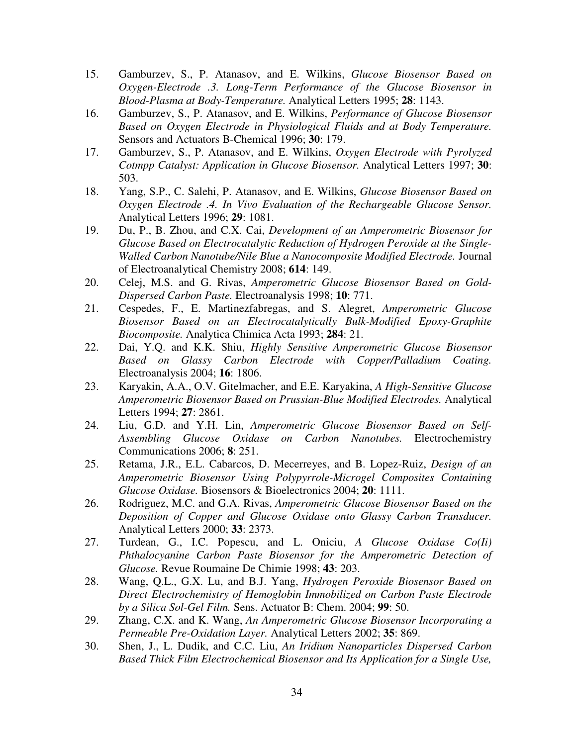15. Gamburzev, S., P. Atanasov, and E. Wilkins, *Glucose Biosensor Based on Oxygen-Electrode .3. Long-Term Performance of the Glucose Biosensor in Blood-Plasma at Body-Temperature.* Analytical Letters 1995; **28**: 1143.
16. Gamburzev, S., P. Atanasov, and E. Wilkins, *Performance of Glucose Biosensor Based on Oxygen Electrode in Physiological Fluids and at Body Temperature.* Sensors and Actuators B-Chemical 1996; **30**: 179.
17. Gamburzev, S., P. Atanasov, and E. Wilkins, *Oxygen Electrode with Pyrolyzed Cotmpp Catalyst: Application in Glucose Biosensor.* Analytical Letters 1997; **30**: 503.
18. Yang, S.P., C. Salehi, P. Atanasov, and E. Wilkins, *Glucose Biosensor Based on Oxygen Electrode .4. In Vivo Evaluation of the Rechargeable Glucose Sensor.* Analytical Letters 1996; **29**: 1081.
19. Du, P., B. Zhou, and C.X. Cai, *Development of an Amperometric Biosensor for Glucose Based on Electrocatalytic Reduction of Hydrogen Peroxide at the Single-Walled Carbon Nanotube/Nile Blue a Nanocomposite Modified Electrode.* Journal of Electroanalytical Chemistry 2008; **614**: 149.
20. Celej, M.S. and G. Rivas, *Amperometric Glucose Biosensor Based on Gold-Dispersed Carbon Paste.* Electroanalysis 1998; **10**: 771.
21. Cespedes, F., E. Martinezfabregas, and S. Alegret, *Amperometric Glucose Biosensor Based on an Electrocatalytically Bulk-Modified Epoxy-Graphite Biocomposite.* Analytica Chimica Acta 1993; **284**: 21.
22. Dai, Y.Q. and K.K. Shiu, *Highly Sensitive Amperometric Glucose Biosensor Based on Glassy Carbon Electrode with Copper/Palladium Coating.* Electroanalysis 2004; **16**: 1806.
23. Karyakin, A.A., O.V. Gitelmacher, and E.E. Karyakina, *A High-Sensitive Glucose Amperometric Biosensor Based on Prussian-Blue Modified Electrodes.* Analytical Letters 1994; **27**: 2861.
24. Liu, G.D. and Y.H. Lin, *Amperometric Glucose Biosensor Based on Self-Assembling Glucose Oxidase on Carbon Nanotubes.* Electrochemistry Communications 2006; **8**: 251.
25. Retama, J.R., E.L. Cabarcos, D. Mecerreyes, and B. Lopez-Ruiz, *Design of an Amperometric Biosensor Using Polypyrrole-Microgel Composites Containing Glucose Oxidase.* Biosensors & Bioelectronics 2004; **20**: 1111.
26. Rodriguez, M.C. and G.A. Rivas, *Amperometric Glucose Biosensor Based on the Deposition of Copper and Glucose Oxidase onto Glassy Carbon Transducer.* Analytical Letters 2000; **33**: 2373.
27. Turdean, G., I.C. Popescu, and L. Oniciu, *A Glucose Oxidase Co(Ii) Phthalocyanine Carbon Paste Biosensor for the Amperometric Detection of Glucose.* Revue Roumaine De Chimie 1998; **43**: 203.
28. Wang, Q.L., G.X. Lu, and B.J. Yang, *Hydrogen Peroxide Biosensor Based on Direct Electrochemistry of Hemoglobin Immobilized on Carbon Paste Electrode by a Silica Sol-Gel Film.* Sens. Actuator B: Chem. 2004; **99**: 50.
29. Zhang, C.X. and K. Wang, *An Amperometric Glucose Biosensor Incorporating a Permeable Pre-Oxidation Layer.* Analytical Letters 2002; **35**: 869.
30. Shen, J., L. Dudik, and C.C. Liu, *An Iridium Nanoparticles Dispersed Carbon Based Thick Film Electrochemical Biosensor and Its Application for a Single Use,*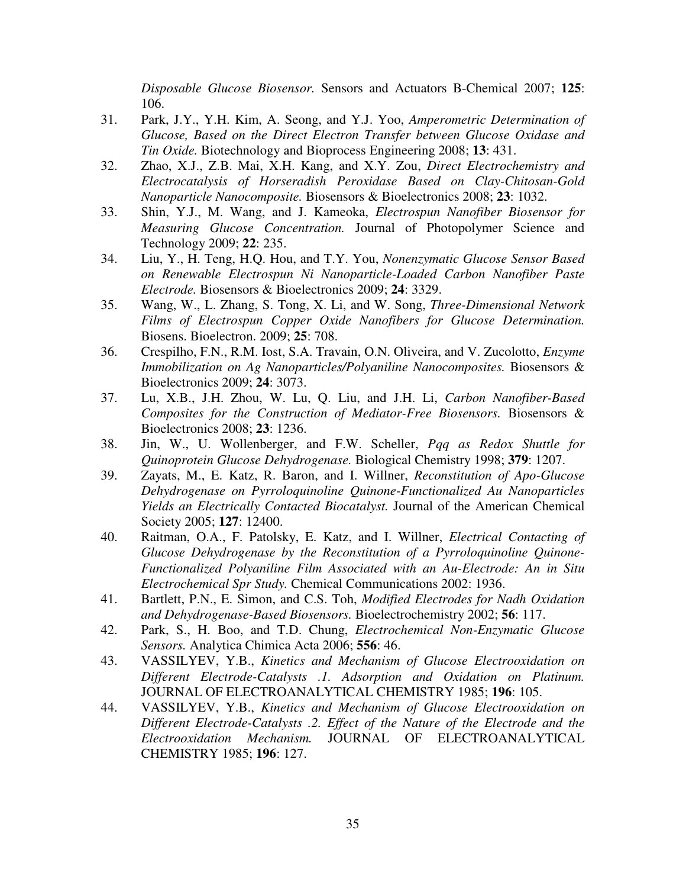*Disposable Glucose Biosensor.* Sensors and Actuators B-Chemical 2007; **125**: 106.

31. Park, J.Y., Y.H. Kim, A. Seong, and Y.J. Yoo, *Amperometric Determination of Glucose, Based on the Direct Electron Transfer between Glucose Oxidase and Tin Oxide.* Biotechnology and Bioprocess Engineering 2008; **13**: 431.
32. Zhao, X.J., Z.B. Mai, X.H. Kang, and X.Y. Zou, *Direct Electrochemistry and Electrocatalysis of Horseradish Peroxidase Based on Clay-Chitosan-Gold Nanoparticle Nanocomposite.* Biosensors & Bioelectronics 2008; **23**: 1032.
33. Shin, Y.J., M. Wang, and J. Kameoka, *Electrospun Nanofiber Biosensor for Measuring Glucose Concentration.* Journal of Photopolymer Science and Technology 2009; **22**: 235.
34. Liu, Y., H. Teng, H.Q. Hou, and T.Y. You, *Nonenzymatic Glucose Sensor Based on Renewable Electrospun Ni Nanoparticle-Loaded Carbon Nanofiber Paste Electrode.* Biosensors & Bioelectronics 2009; **24**: 3329.
35. Wang, W., L. Zhang, S. Tong, X. Li, and W. Song, *Three-Dimensional Network Films of Electrospun Copper Oxide Nanofibers for Glucose Determination.* Biosens. Bioelectron. 2009; **25**: 708.
36. Crespilho, F.N., R.M. Iost, S.A. Travain, O.N. Oliveira, and V. Zucolotto, *Enzyme Immobilization on Ag Nanoparticles/Polyaniline Nanocomposites.* Biosensors & Bioelectronics 2009; **24**: 3073.
37. Lu, X.B., J.H. Zhou, W. Lu, Q. Liu, and J.H. Li, *Carbon Nanofiber-Based Composites for the Construction of Mediator-Free Biosensors.* Biosensors & Bioelectronics 2008; **23**: 1236.
38. Jin, W., U. Wollenberger, and F.W. Scheller, *Pqq as Redox Shuttle for Quinoprotein Glucose Dehydrogenase.* Biological Chemistry 1998; **379**: 1207.
39. Zayats, M., E. Katz, R. Baron, and I. Willner, *Reconstitution of Apo-Glucose Dehydrogenase on Pyrroloquinoline Quinone-Functionalized Au Nanoparticles Yields an Electrically Contacted Biocatalyst.* Journal of the American Chemical Society 2005; **127**: 12400.
40. Raitman, O.A., F. Patolsky, E. Katz, and I. Willner, *Electrical Contacting of Glucose Dehydrogenase by the Reconstitution of a Pyrroloquinoline Quinone-Functionalized Polyaniline Film Associated with an Au-Electrode: An in Situ Electrochemical Spr Study.* Chemical Communications 2002: 1936.
41. Bartlett, P.N., E. Simon, and C.S. Toh, *Modified Electrodes for Nadh Oxidation and Dehydrogenase-Based Biosensors.* Bioelectrochemistry 2002; **56**: 117.
42. Park, S., H. Boo, and T.D. Chung, *Electrochemical Non-Enzymatic Glucose Sensors.* Analytica Chimica Acta 2006; **556**: 46.
43. VASSILYEV, Y.B., *Kinetics and Mechanism of Glucose Electrooxidation on Different Electrode-Catalysts .1. Adsorption and Oxidation on Platinum.* JOURNAL OF ELECTROANALYTICAL CHEMISTRY 1985; **196**: 105.
44. VASSILYEV, Y.B., *Kinetics and Mechanism of Glucose Electrooxidation on Different Electrode-Catalysts .2. Effect of the Nature of the Electrode and the Electrooxidation Mechanism.* JOURNAL OF ELECTROANALYTICAL CHEMISTRY 1985; **196**: 127.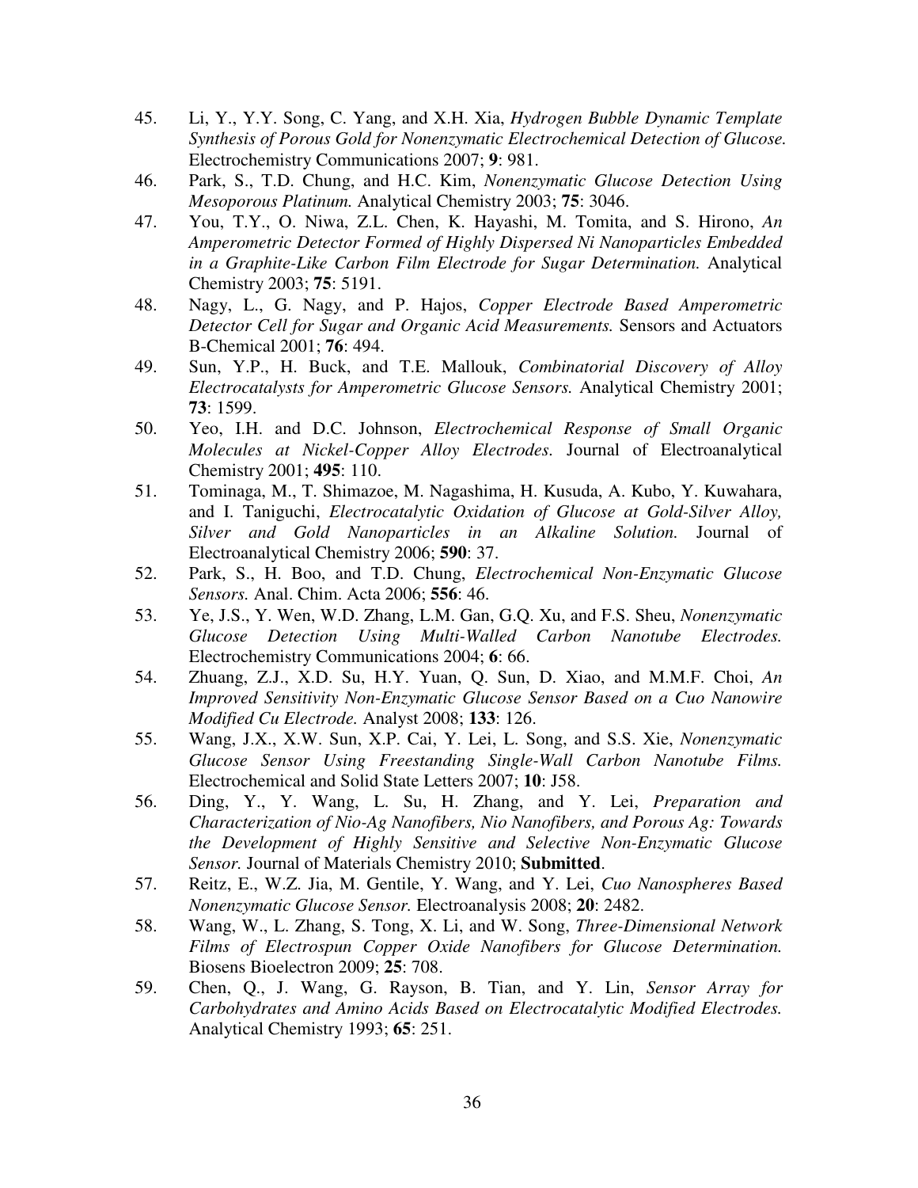45. Li, Y., Y.Y. Song, C. Yang, and X.H. Xia, *Hydrogen Bubble Dynamic Template Synthesis of Porous Gold for Nonenzymatic Electrochemical Detection of Glucose.* Electrochemistry Communications 2007; **9**: 981.
46. Park, S., T.D. Chung, and H.C. Kim, *Nonenzymatic Glucose Detection Using Mesoporous Platinum.* Analytical Chemistry 2003; **75**: 3046.
47. You, T.Y., O. Niwa, Z.L. Chen, K. Hayashi, M. Tomita, and S. Hirono, *An Amperometric Detector Formed of Highly Dispersed Ni Nanoparticles Embedded in a Graphite-Like Carbon Film Electrode for Sugar Determination.* Analytical Chemistry 2003; **75**: 5191.
48. Nagy, L., G. Nagy, and P. Hajos, *Copper Electrode Based Amperometric Detector Cell for Sugar and Organic Acid Measurements.* Sensors and Actuators B-Chemical 2001; **76**: 494.
49. Sun, Y.P., H. Buck, and T.E. Mallouk, *Combinatorial Discovery of Alloy Electrocatalysts for Amperometric Glucose Sensors.* Analytical Chemistry 2001; **73**: 1599.
50. Yeo, I.H. and D.C. Johnson, *Electrochemical Response of Small Organic Molecules at Nickel-Copper Alloy Electrodes.* Journal of Electroanalytical Chemistry 2001; **495**: 110.
51. Tominaga, M., T. Shimazoe, M. Nagashima, H. Kusuda, A. Kubo, Y. Kuwahara, and I. Taniguchi, *Electrocatalytic Oxidation of Glucose at Gold-Silver Alloy, Silver and Gold Nanoparticles in an Alkaline Solution.* Journal of Electroanalytical Chemistry 2006; **590**: 37.
52. Park, S., H. Boo, and T.D. Chung, *Electrochemical Non-Enzymatic Glucose Sensors.* Anal. Chim. Acta 2006; **556**: 46.
53. Ye, J.S., Y. Wen, W.D. Zhang, L.M. Gan, G.Q. Xu, and F.S. Sheu, *Nonenzymatic Glucose Detection Using Multi-Walled Carbon Nanotube Electrodes.* Electrochemistry Communications 2004; **6**: 66.
54. Zhuang, Z.J., X.D. Su, H.Y. Yuan, Q. Sun, D. Xiao, and M.M.F. Choi, *An Improved Sensitivity Non-Enzymatic Glucose Sensor Based on a Cuo Nanowire Modified Cu Electrode.* Analyst 2008; **133**: 126.
55. Wang, J.X., X.W. Sun, X.P. Cai, Y. Lei, L. Song, and S.S. Xie, *Nonenzymatic Glucose Sensor Using Freestanding Single-Wall Carbon Nanotube Films.* Electrochemical and Solid State Letters 2007; **10**: J58.
56. Ding, Y., Y. Wang, L. Su, H. Zhang, and Y. Lei, *Preparation and Characterization of Nio-Ag Nanofibers, Nio Nanofibers, and Porous Ag: Towards the Development of Highly Sensitive and Selective Non-Enzymatic Glucose Sensor.* Journal of Materials Chemistry 2010; **Submitted**.
57. Reitz, E., W.Z. Jia, M. Gentile, Y. Wang, and Y. Lei, *Cuo Nanospheres Based Nonenzymatic Glucose Sensor.* Electroanalysis 2008; **20**: 2482.
58. Wang, W., L. Zhang, S. Tong, X. Li, and W. Song, *Three-Dimensional Network Films of Electrospun Copper Oxide Nanofibers for Glucose Determination.* Biosens Bioelectron 2009; **25**: 708.
59. Chen, Q., J. Wang, G. Rayson, B. Tian, and Y. Lin, *Sensor Array for Carbohydrates and Amino Acids Based on Electrocatalytic Modified Electrodes.* Analytical Chemistry 1993; **65**: 251.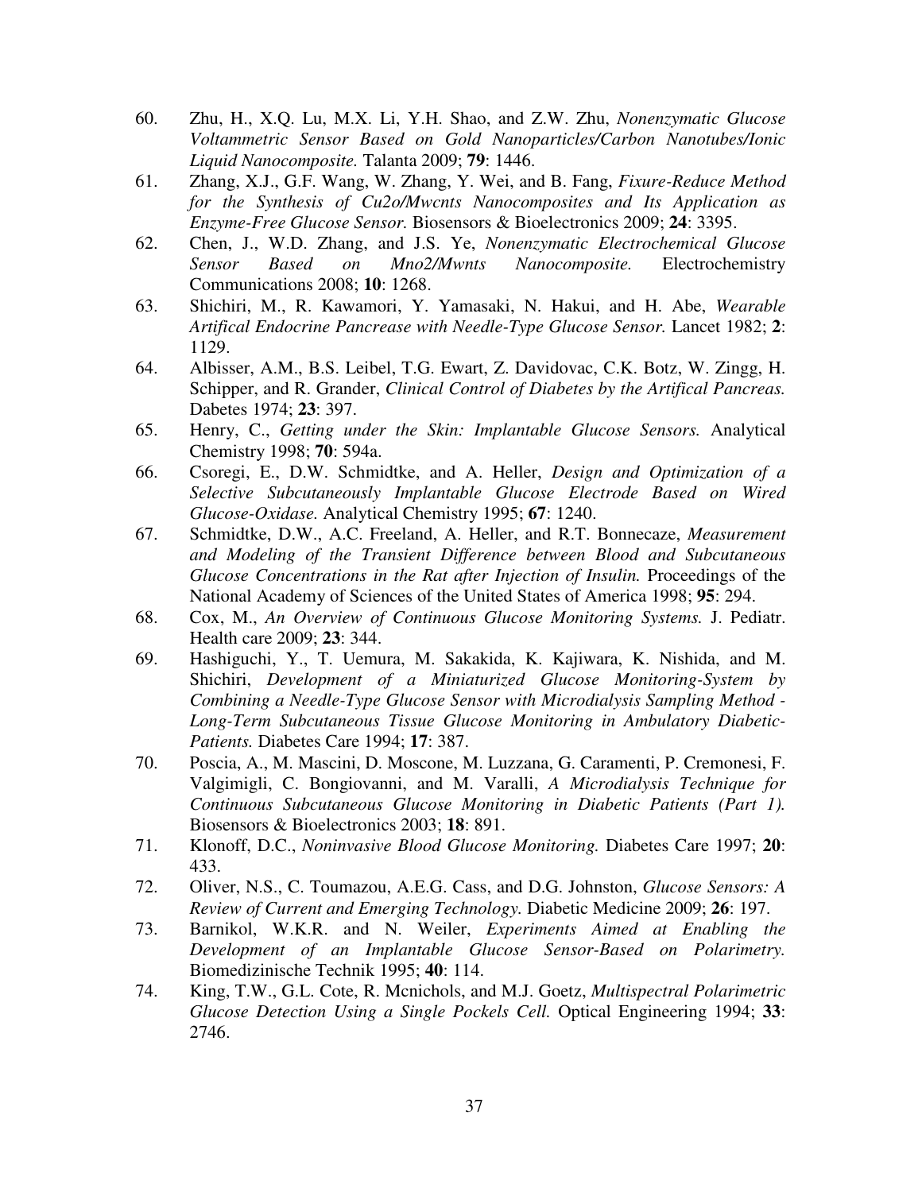60. Zhu, H., X.Q. Lu, M.X. Li, Y.H. Shao, and Z.W. Zhu, *Nonenzymatic Glucose Voltammetric Sensor Based on Gold Nanoparticles/Carbon Nanotubes/Ionic Liquid Nanocomposite.* Talanta 2009; **79**: 1446.
61. Zhang, X.J., G.F. Wang, W. Zhang, Y. Wei, and B. Fang, *Fixure-Reduce Method for the Synthesis of Cu2o/Mwcnts Nanocomposites and Its Application as Enzyme-Free Glucose Sensor.* Biosensors & Bioelectronics 2009; **24**: 3395.
62. Chen, J., W.D. Zhang, and J.S. Ye, *Nonenzymatic Electrochemical Glucose Sensor Based on Mno2/Mwnts Nanocomposite.* Electrochemistry Communications 2008; **10**: 1268.
63. Shichiri, M., R. Kawamori, Y. Yamasaki, N. Hakui, and H. Abe, *Wearable Artifical Endocrine Pancrease with Needle-Type Glucose Sensor.* Lancet 1982; **2**: 1129.
64. Albisser, A.M., B.S. Leibel, T.G. Ewart, Z. Davidovac, C.K. Botz, W. Zingg, H. Schipper, and R. Grander, *Clinical Control of Diabetes by the Artifical Pancreas.* Dabetes 1974; **23**: 397.
65. Henry, C., *Getting under the Skin: Implantable Glucose Sensors.* Analytical Chemistry 1998; **70**: 594a.
66. Csoregi, E., D.W. Schmidtke, and A. Heller, *Design and Optimization of a Selective Subcutaneously Implantable Glucose Electrode Based on Wired Glucose-Oxidase.* Analytical Chemistry 1995; **67**: 1240.
67. Schmidtke, D.W., A.C. Freeland, A. Heller, and R.T. Bonnecaze, *Measurement and Modeling of the Transient Difference between Blood and Subcutaneous Glucose Concentrations in the Rat after Injection of Insulin.* Proceedings of the National Academy of Sciences of the United States of America 1998; **95**: 294.
68. Cox, M., *An Overview of Continuous Glucose Monitoring Systems.* J. Pediatr. Health care 2009; **23**: 344.
69. Hashiguchi, Y., T. Uemura, M. Sakakida, K. Kajiwara, K. Nishida, and M. Shichiri, *Development of a Miniaturized Glucose Monitoring-System by Combining a Needle-Type Glucose Sensor with Microdialysis Sampling Method - Long-Term Subcutaneous Tissue Glucose Monitoring in Ambulatory Diabetic-Patients.* Diabetes Care 1994; **17**: 387.
70. Poscia, A., M. Mascini, D. Moscone, M. Luzzana, G. Caramenti, P. Cremonesi, F. Valgimigli, C. Bongiovanni, and M. Varalli, *A Microdialysis Technique for Continuous Subcutaneous Glucose Monitoring in Diabetic Patients (Part 1).* Biosensors & Bioelectronics 2003; **18**: 891.
71. Klonoff, D.C., *Noninvasive Blood Glucose Monitoring.* Diabetes Care 1997; **20**: 433.
72. Oliver, N.S., C. Toumazou, A.E.G. Cass, and D.G. Johnston, *Glucose Sensors: A Review of Current and Emerging Technology.* Diabetic Medicine 2009; **26**: 197.
73. Barnikol, W.K.R. and N. Weiler, *Experiments Aimed at Enabling the Development of an Implantable Glucose Sensor-Based on Polarimetry.* Biomedizinische Technik 1995; **40**: 114.
74. King, T.W., G.L. Cote, R. Mcnichols, and M.J. Goetz, *Multispectral Polarimetric Glucose Detection Using a Single Pockels Cell.* Optical Engineering 1994; **33**: 2746.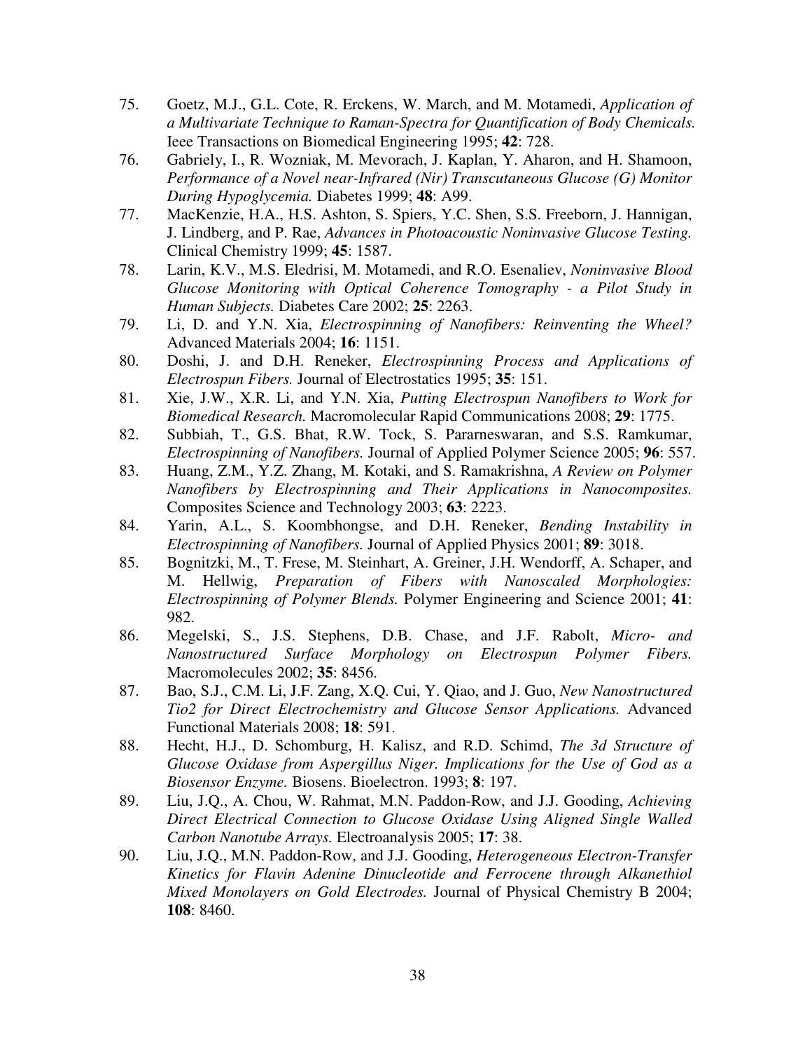75. Goetz, M.J., G.L. Cote, R. Erckens, W. March, and M. Motamedi, *Application of a Multivariate Technique to Raman-Spectra for Quantification of Body Chemicals.* Ieee Transactions on Biomedical Engineering 1995; **42**: 728.
76. Gabriely, I., R. Wozniak, M. Mevorach, J. Kaplan, Y. Aharon, and H. Shamoon, *Performance of a Novel near-Infrared (Nir) Transcutaneous Glucose (G) Monitor During Hypoglycemia.* Diabetes 1999; **48**: A99.
77. MacKenzie, H.A., H.S. Ashton, S. Spiers, Y.C. Shen, S.S. Freeborn, J. Hannigan, J. Lindberg, and P. Rae, *Advances in Photoacoustic Noninvasive Glucose Testing.* Clinical Chemistry 1999; **45**: 1587.
78. Larin, K.V., M.S. Eledrisi, M. Motamedi, and R.O. Esenaliev, *Noninvasive Blood Glucose Monitoring with Optical Coherence Tomography - a Pilot Study in Human Subjects.* Diabetes Care 2002; **25**: 2263.
79. Li, D. and Y.N. Xia, *Electrospinning of Nanofibers: Reinventing the Wheel?* Advanced Materials 2004; **16**: 1151.
80. Doshi, J. and D.H. Reneker, *Electrospinning Process and Applications of Electrospun Fibers.* Journal of Electrostatics 1995; **35**: 151.
81. Xie, J.W., X.R. Li, and Y.N. Xia, *Putting Electrospun Nanofibers to Work for Biomedical Research.* Macromolecular Rapid Communications 2008; **29**: 1775.
82. Subbiah, T., G.S. Bhat, R.W. Tock, S. Pararneswaran, and S.S. Ramkumar, *Electrospinning of Nanofibers.* Journal of Applied Polymer Science 2005; **96**: 557.
83. Huang, Z.M., Y.Z. Zhang, M. Kotaki, and S. Ramakrishna, *A Review on Polymer Nanofibers by Electrospinning and Their Applications in Nanocomposites.* Composites Science and Technology 2003; **63**: 2223.
84. Yarin, A.L., S. Koombhongse, and D.H. Reneker, *Bending Instability in Electrospinning of Nanofibers.* Journal of Applied Physics 2001; **89**: 3018.
85. Bognitzki, M., T. Frese, M. Steinhart, A. Greiner, J.H. Wendorff, A. Schaper, and M. Hellwig, *Preparation of Fibers with Nanoscaled Morphologies: Electrospinning of Polymer Blends.* Polymer Engineering and Science 2001; **41**: 982.
86. Megelski, S., J.S. Stephens, D.B. Chase, and J.F. Rabolt, *Micro- and Nanostructured Surface Morphology on Electrospun Polymer Fibers.* Macromolecules 2002; **35**: 8456.
87. Bao, S.J., C.M. Li, J.F. Zang, X.Q. Cui, Y. Qiao, and J. Guo, *New Nanostructured Tio2 for Direct Electrochemistry and Glucose Sensor Applications.* Advanced Functional Materials 2008; **18**: 591.
88. Hecht, H.J., D. Schomburg, H. Kalisz, and R.D. Schimd, *The 3d Structure of Glucose Oxidase from Aspergillus Niger. Implications for the Use of God as a Biosensor Enzyme.* Biosens. Bioelectron. 1993; **8**: 197.
89. Liu, J.Q., A. Chou, W. Rahmat, M.N. Paddon-Row, and J.J. Gooding, *Achieving Direct Electrical Connection to Glucose Oxidase Using Aligned Single Walled Carbon Nanotube Arrays.* Electroanalysis 2005; **17**: 38.
90. Liu, J.Q., M.N. Paddon-Row, and J.J. Gooding, *Heterogeneous Electron-Transfer Kinetics for Flavin Adenine Dinucleotide and Ferrocene through Alkanethiol Mixed Monolayers on Gold Electrodes.* Journal of Physical Chemistry B 2004; **108**: 8460.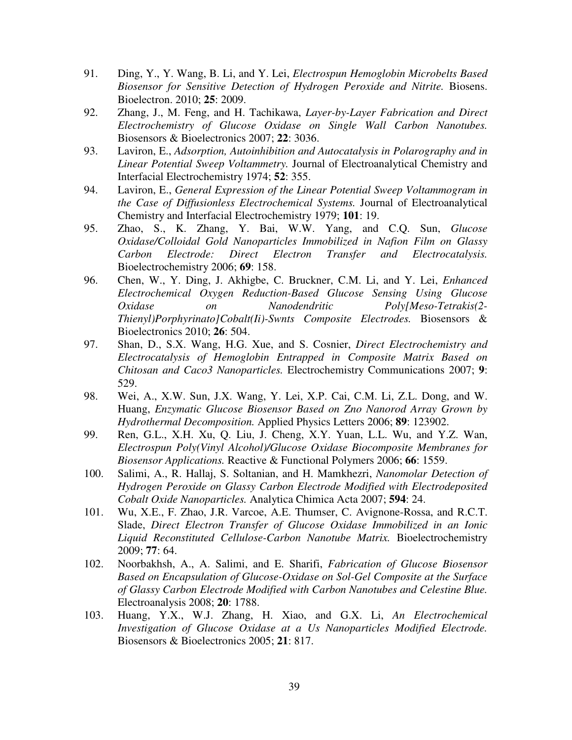91. Ding, Y., Y. Wang, B. Li, and Y. Lei, *Electrospun Hemoglobin Microbelts Based Biosensor for Sensitive Detection of Hydrogen Peroxide and Nitrite.* Biosens. Bioelectron. 2010; **25**: 2009.
92. Zhang, J., M. Feng, and H. Tachikawa, *Layer-by-Layer Fabrication and Direct Electrochemistry of Glucose Oxidase on Single Wall Carbon Nanotubes.* Biosensors & Bioelectronics 2007; **22**: 3036.
93. Laviron, E., *Adsorption, Autoinhibition and Autocatalysis in Polarography and in Linear Potential Sweep Voltammetry.* Journal of Electroanalytical Chemistry and Interfacial Electrochemistry 1974; **52**: 355.
94. Laviron, E., *General Expression of the Linear Potential Sweep Voltammogram in the Case of Diffusionless Electrochemical Systems.* Journal of Electroanalytical Chemistry and Interfacial Electrochemistry 1979; **101**: 19.
95. Zhao, S., K. Zhang, Y. Bai, W.W. Yang, and C.Q. Sun, *Glucose Oxidase/Colloidal Gold Nanoparticles Immobilized in Nafion Film on Glassy Carbon Electrode: Direct Electron Transfer and Electrocatalysis.* Bioelectrochemistry 2006; **69**: 158.
96. Chen, W., Y. Ding, J. Akhigbe, C. Bruckner, C.M. Li, and Y. Lei, *Enhanced Electrochemical Oxygen Reduction-Based Glucose Sensing Using Glucose Oxidase on Nanodendritic Poly[Meso-Tetrakis(2-Thienyl)Porphyrinato]Cobalt(Ii)-Swnts Composite Electrodes.* Biosensors & Bioelectronics 2010; **26**: 504.
97. Shan, D., S.X. Wang, H.G. Xue, and S. Cosnier, *Direct Electrochemistry and Electrocatalysis of Hemoglobin Entrapped in Composite Matrix Based on Chitosan and Caco3 Nanoparticles.* Electrochemistry Communications 2007; **9**: 529.
98. Wei, A., X.W. Sun, J.X. Wang, Y. Lei, X.P. Cai, C.M. Li, Z.L. Dong, and W. Huang, *Enzymatic Glucose Biosensor Based on Zno Nanorod Array Grown by Hydrothermal Decomposition.* Applied Physics Letters 2006; **89**: 123902.
99. Ren, G.L., X.H. Xu, Q. Liu, J. Cheng, X.Y. Yuan, L.L. Wu, and Y.Z. Wan, *Electrospun Poly(Vinyl Alcohol)/Glucose Oxidase Biocomposite Membranes for Biosensor Applications.* Reactive & Functional Polymers 2006; **66**: 1559.
100. Salimi, A., R. Hallaj, S. Soltanian, and H. Mamkhezri, *Nanomolar Detection of Hydrogen Peroxide on Glassy Carbon Electrode Modified with Electrodeposited Cobalt Oxide Nanoparticles.* Analytica Chimica Acta 2007; **594**: 24.
101. Wu, X.E., F. Zhao, J.R. Varcoe, A.E. Thumser, C. Avignone-Rossa, and R.C.T. Slade, *Direct Electron Transfer of Glucose Oxidase Immobilized in an Ionic Liquid Reconstituted Cellulose-Carbon Nanotube Matrix.* Bioelectrochemistry 2009; **77**: 64.
102. Noorbakhsh, A., A. Salimi, and E. Sharifi, *Fabrication of Glucose Biosensor Based on Encapsulation of Glucose-Oxidase on Sol-Gel Composite at the Surface of Glassy Carbon Electrode Modified with Carbon Nanotubes and Celestine Blue.* Electroanalysis 2008; **20**: 1788.
103. Huang, Y.X., W.J. Zhang, H. Xiao, and G.X. Li, *An Electrochemical Investigation of Glucose Oxidase at a Us Nanoparticles Modified Electrode.* Biosensors & Bioelectronics 2005; **21**: 817.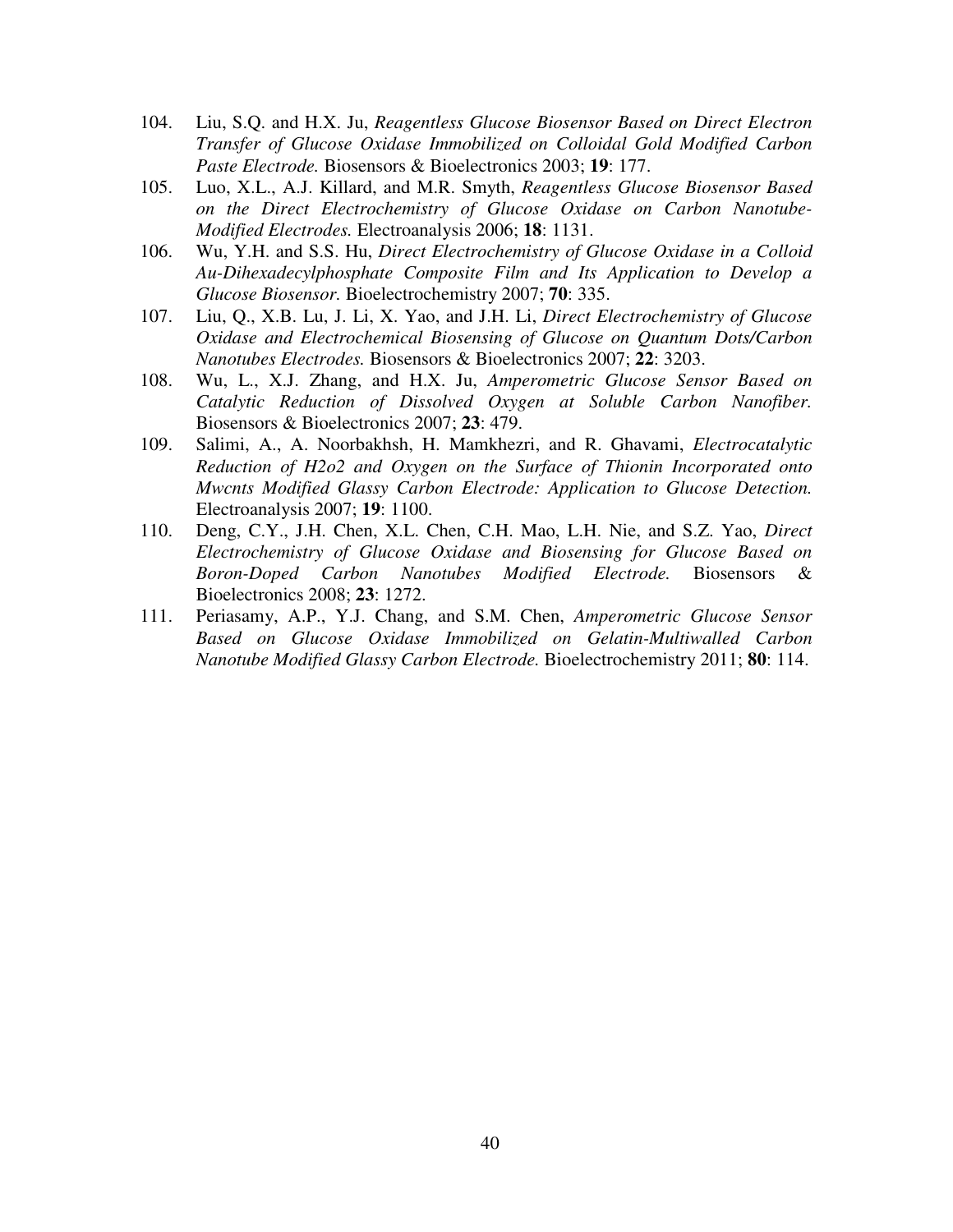104. Liu, S.Q. and H.X. Ju, *Reagentless Glucose Biosensor Based on Direct Electron Transfer of Glucose Oxidase Immobilized on Colloidal Gold Modified Carbon Paste Electrode.* Biosensors & Bioelectronics 2003; **19**: 177.
105. Luo, X.L., A.J. Killard, and M.R. Smyth, *Reagentless Glucose Biosensor Based on the Direct Electrochemistry of Glucose Oxidase on Carbon Nanotube-Modified Electrodes.* Electroanalysis 2006; **18**: 1131.
106. Wu, Y.H. and S.S. Hu, *Direct Electrochemistry of Glucose Oxidase in a Colloid Au-Dihexadecylphosphate Composite Film and Its Application to Develop a Glucose Biosensor.* Bioelectrochemistry 2007; **70**: 335.
107. Liu, Q., X.B. Lu, J. Li, X. Yao, and J.H. Li, *Direct Electrochemistry of Glucose Oxidase and Electrochemical Biosensing of Glucose on Quantum Dots/Carbon Nanotubes Electrodes.* Biosensors & Bioelectronics 2007; **22**: 3203.
108. Wu, L., X.J. Zhang, and H.X. Ju, *Amperometric Glucose Sensor Based on Catalytic Reduction of Dissolved Oxygen at Soluble Carbon Nanofiber.* Biosensors & Bioelectronics 2007; **23**: 479.
109. Salimi, A., A. Noorbakhsh, H. Mamkhezri, and R. Ghavami, *Electrocatalytic Reduction of H2o2 and Oxygen on the Surface of Thionin Incorporated onto Mwcnts Modified Glassy Carbon Electrode: Application to Glucose Detection.* Electroanalysis 2007; **19**: 1100.
110. Deng, C.Y., J.H. Chen, X.L. Chen, C.H. Mao, L.H. Nie, and S.Z. Yao, *Direct Electrochemistry of Glucose Oxidase and Biosensing for Glucose Based on Boron-Doped Carbon Nanotubes Modified Electrode.* Biosensors & Bioelectronics 2008; **23**: 1272.
111. Periasamy, A.P., Y.J. Chang, and S.M. Chen, *Amperometric Glucose Sensor Based on Glucose Oxidase Immobilized on Gelatin-Multiwalled Carbon Nanotube Modified Glassy Carbon Electrode.* Bioelectrochemistry 2011; **80**: 114.